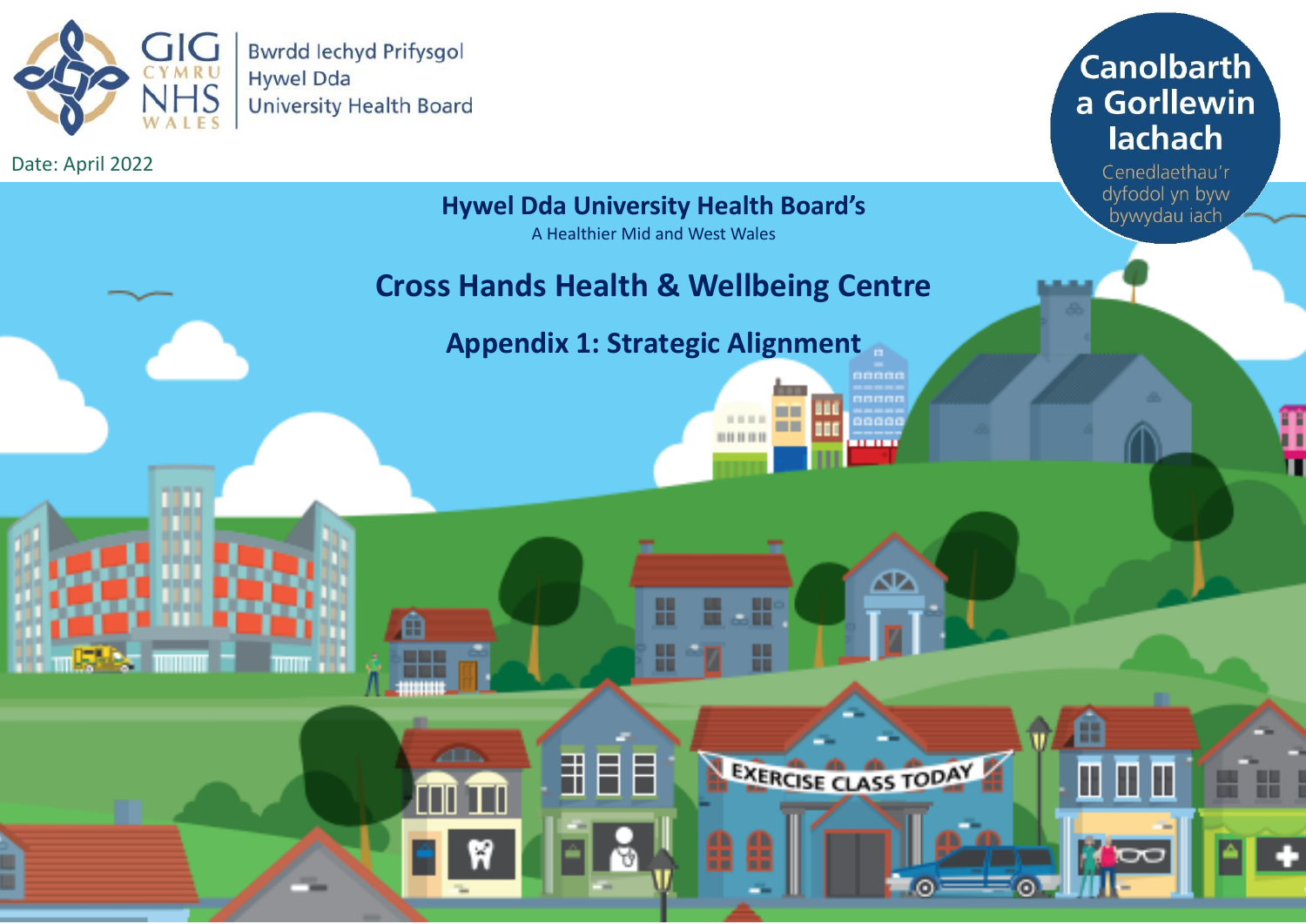GIG CYMRU NHS WALES

Bwrdd Iechyd Prifysgol Hywel Dda University Health Board

Date: April 2022

Canolbarth a Gorllewin Iachach

Cenedlaethau'r dyfodol yn byw bywydau iach

**Hywel Dda University Health Board's**

A Healthier Mid and West Wales

# Cross Hands Health & Wellbeing Centre

## Appendix 1: Strategic Alignment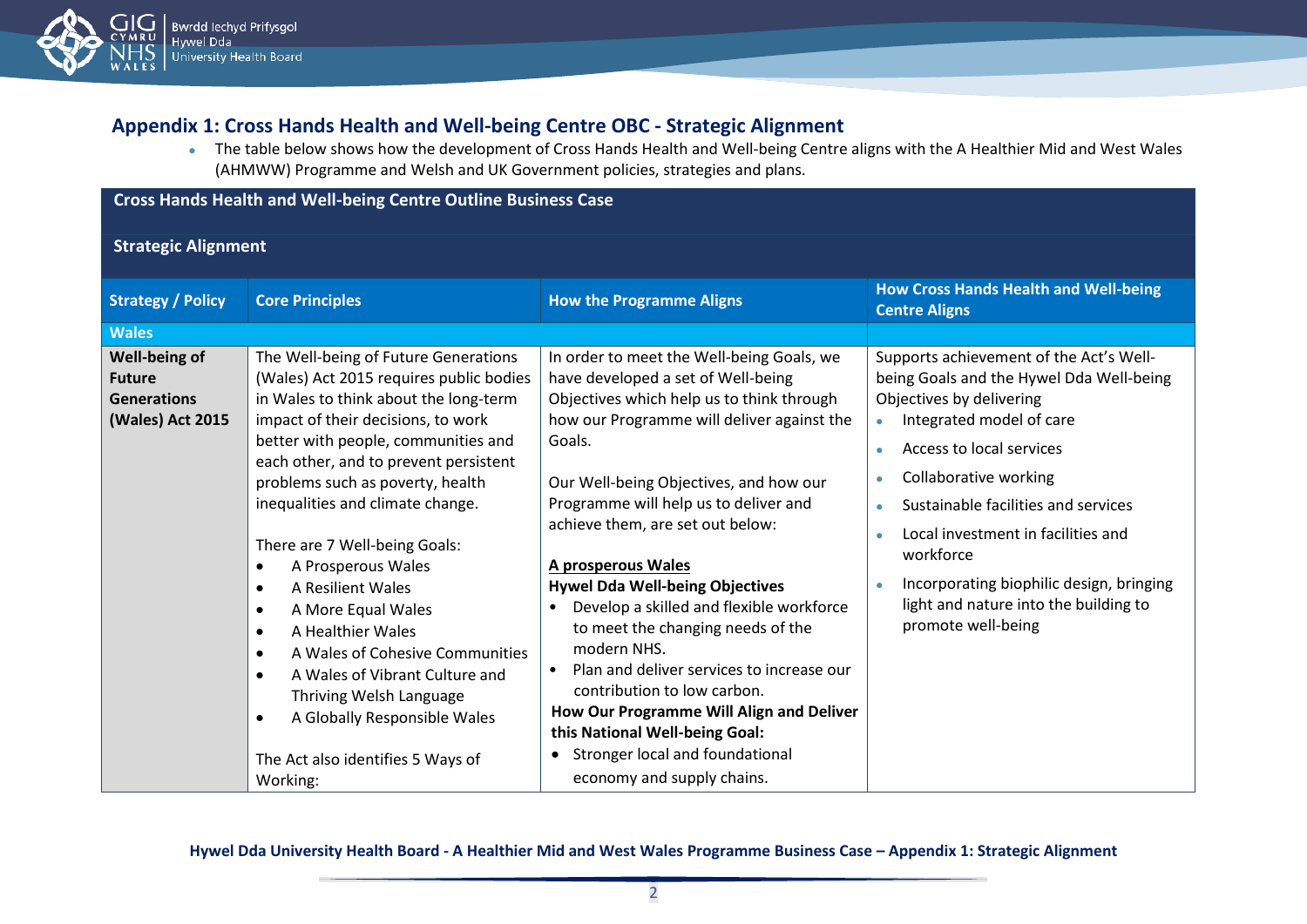## Appendix 1: Cross Hands Health and Well-being Centre OBC - Strategic Alignment

- The table below shows how the development of Cross Hands Health and Well-being Centre aligns with the A Healthier Mid and West Wales (AHMWW) Programme and Welsh and UK Government policies, strategies and plans.

| **Cross Hands Health and Well-being Centre Outline Business Case<br><br>Strategic Alignment** | | | |
|---|---|---|---|
| **Strategy / Policy** | **Core Principles** | **How the Programme Aligns** | **How Cross Hands Health and Well-being Centre Aligns** |
| **Wales** | | | |
| **Well-being of Future Generations (Wales) Act 2015** | The Well-being of Future Generations (Wales) Act 2015 requires public bodies in Wales to think about the long-term impact of their decisions, to work better with people, communities and each other, and to prevent persistent problems such as poverty, health inequalities and climate change.<br><br>There are 7 Well-being Goals:<br>• A Prosperous Wales<br>• A Resilient Wales<br>• A More Equal Wales<br>• A Healthier Wales<br>• A Wales of Cohesive Communities<br>• A Wales of Vibrant Culture and Thriving Welsh Language<br>• A Globally Responsible Wales<br><br>The Act also identifies 5 Ways of Working: | In order to meet the Well-being Goals, we have developed a set of Well-being Objectives which help us to think through how our Programme will deliver against the Goals.<br><br>Our Well-being Objectives, and how our Programme will help us to deliver and achieve them, are set out below:<br><br><u>**A prosperous Wales**</u><br>**Hywel Dda Well-being Objectives**<br>• Develop a skilled and flexible workforce to meet the changing needs of the modern NHS.<br>• Plan and deliver services to increase our contribution to low carbon.<br>**How Our Programme Will Align and Deliver this National Well-being Goal:**<br>• Stronger local and foundational economy and supply chains. | Supports achievement of the Act's Well-being Goals and the Hywel Dda Well-being Objectives by delivering<br>• Integrated model of care<br>• Access to local services<br>• Collaborative working<br>• Sustainable facilities and services<br>• Local investment in facilities and workforce<br>• Incorporating biophilic design, bringing light and nature into the building to promote well-being |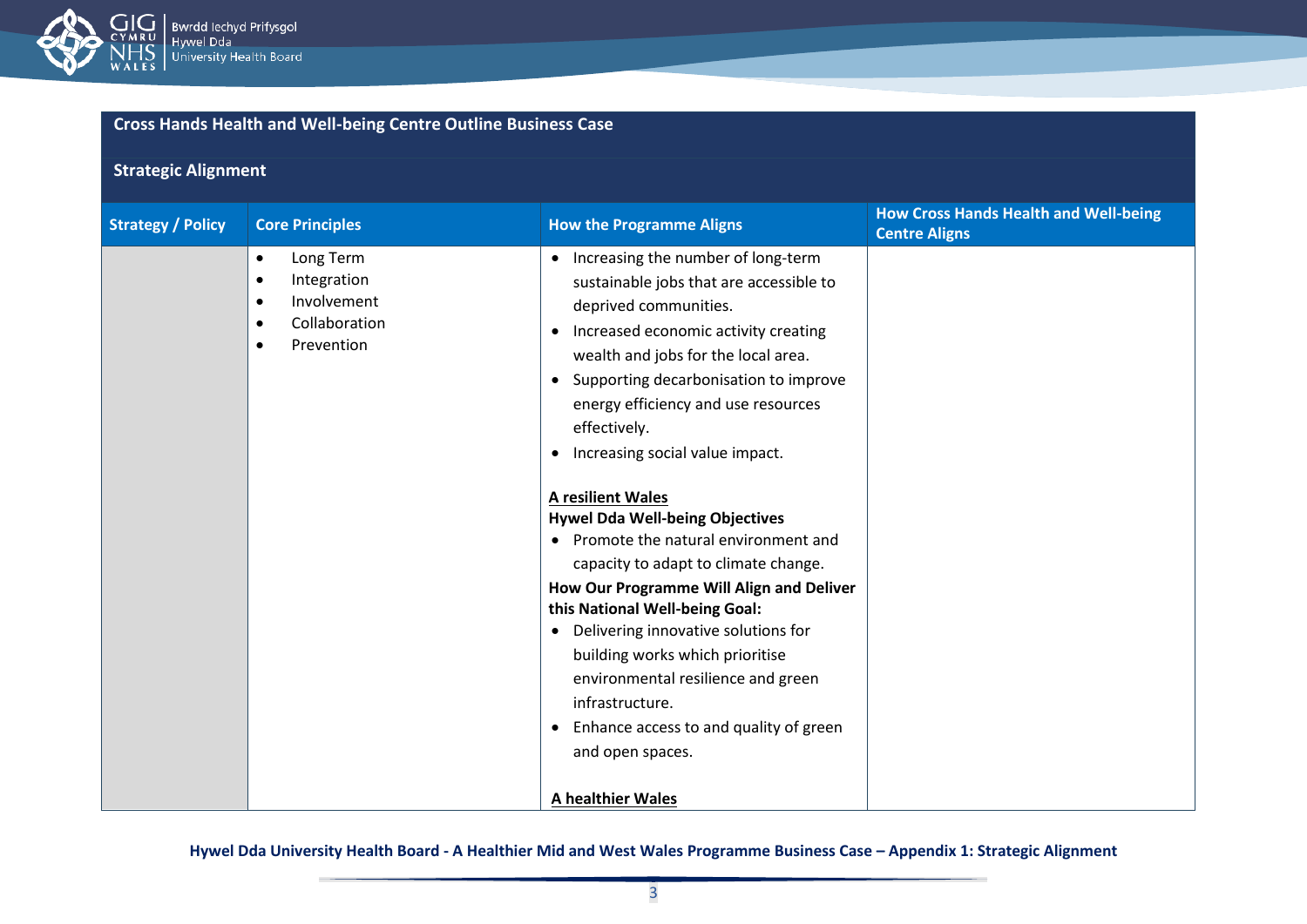## Cross Hands Health and Well-being Centre Outline Business Case

### Strategic Alignment

| Strategy / Policy | Core Principles | How the Programme Aligns | How Cross Hands Health and Well-being Centre Aligns |
|---|---|---|---|
| | • Long Term<br>• Integration<br>• Involvement<br>• Collaboration<br>• Prevention | • Increasing the number of long-term sustainable jobs that are accessible to deprived communities.<br>• Increased economic activity creating wealth and jobs for the local area.<br>• Supporting decarbonisation to improve energy efficiency and use resources effectively.<br>• Increasing social value impact.<br><br>**<u>A resilient Wales</u>**<br>**Hywel Dda Well-being Objectives**<br>• Promote the natural environment and capacity to adapt to climate change.<br>**How Our Programme Will Align and Deliver this National Well-being Goal:**<br>• Delivering innovative solutions for building works which prioritise environmental resilience and green infrastructure.<br>• Enhance access to and quality of green and open spaces.<br><br>**<u>A healthier Wales</u>** | |

Hywel Dda University Health Board - A Healthier Mid and West Wales Programme Business Case – Appendix 1: Strategic Alignment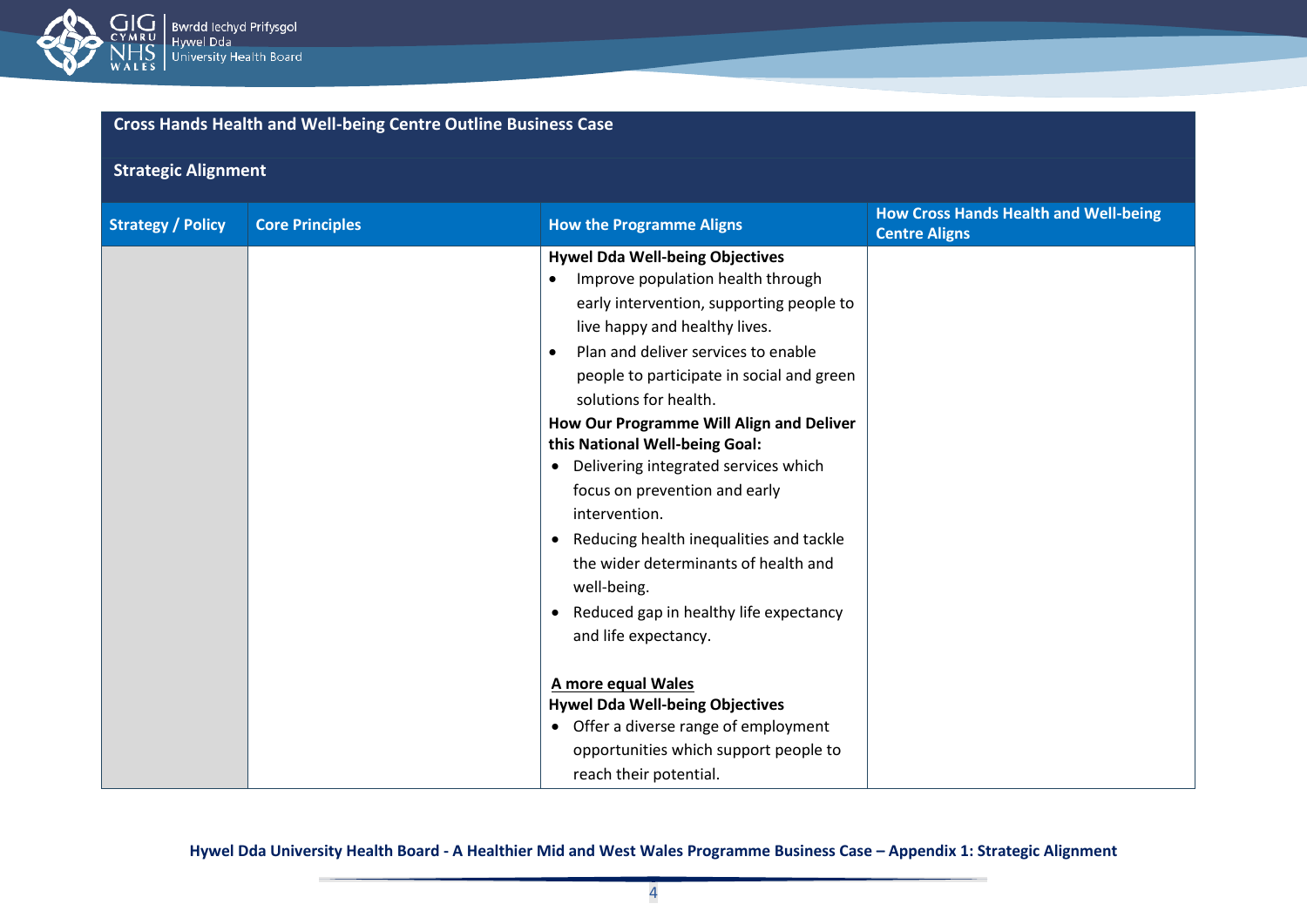## Cross Hands Health and Well-being Centre Outline Business Case

### Strategic Alignment

| Strategy / Policy | Core Principles | How the Programme Aligns | How Cross Hands Health and Well-being Centre Aligns |
|---|---|---|---|
| | | **Hywel Dda Well-being Objectives**<br>• Improve population health through early intervention, supporting people to live happy and healthy lives.<br>• Plan and deliver services to enable people to participate in social and green solutions for health.<br>**How Our Programme Will Align and Deliver this National Well-being Goal:**<br>• Delivering integrated services which focus on prevention and early intervention.<br>• Reducing health inequalities and tackle the wider determinants of health and well-being.<br>• Reduced gap in healthy life expectancy and life expectancy.<br><br>**A more equal Wales**<br>**Hywel Dda Well-being Objectives**<br>• Offer a diverse range of employment opportunities which support people to reach their potential. | |

Hywel Dda University Health Board - A Healthier Mid and West Wales Programme Business Case – Appendix 1: Strategic Alignment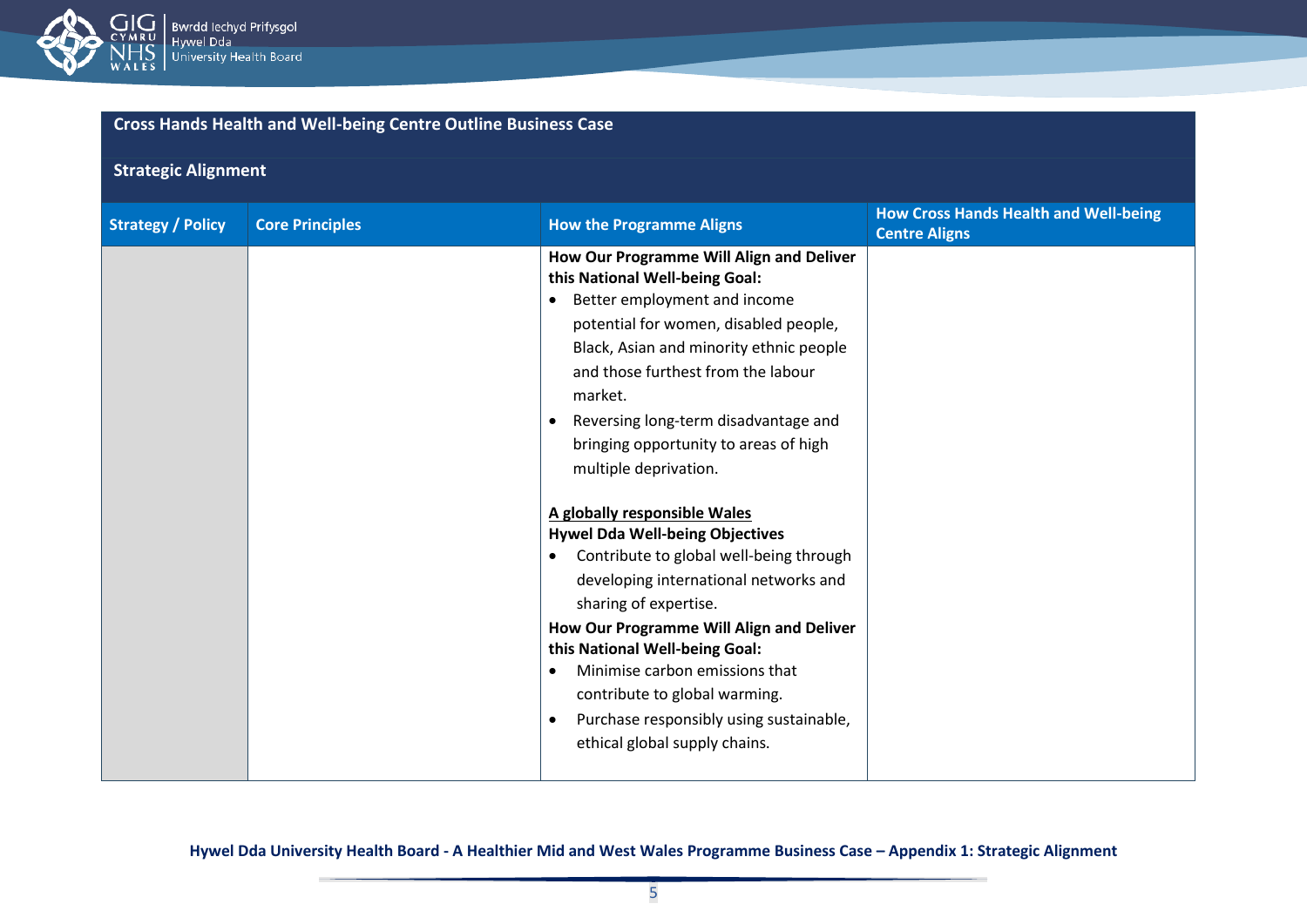## Cross Hands Health and Well-being Centre Outline Business Case

### Strategic Alignment

| Strategy / Policy | Core Principles | How the Programme Aligns | How Cross Hands Health and Well-being Centre Aligns |
|---|---|---|---|
| | | **How Our Programme Will Align and Deliver this National Well-being Goal:**<br>• Better employment and income potential for women, disabled people, Black, Asian and minority ethnic people and those furthest from the labour market.<br>• Reversing long-term disadvantage and bringing opportunity to areas of high multiple deprivation.<br><br>**<u>A globally responsible Wales</u>**<br>**Hywel Dda Well-being Objectives**<br>• Contribute to global well-being through developing international networks and sharing of expertise.<br>**How Our Programme Will Align and Deliver this National Well-being Goal:**<br>• Minimise carbon emissions that contribute to global warming.<br>• Purchase responsibly using sustainable, ethical global supply chains. | |

**Hywel Dda University Health Board - A Healthier Mid and West Wales Programme Business Case – Appendix 1: Strategic Alignment**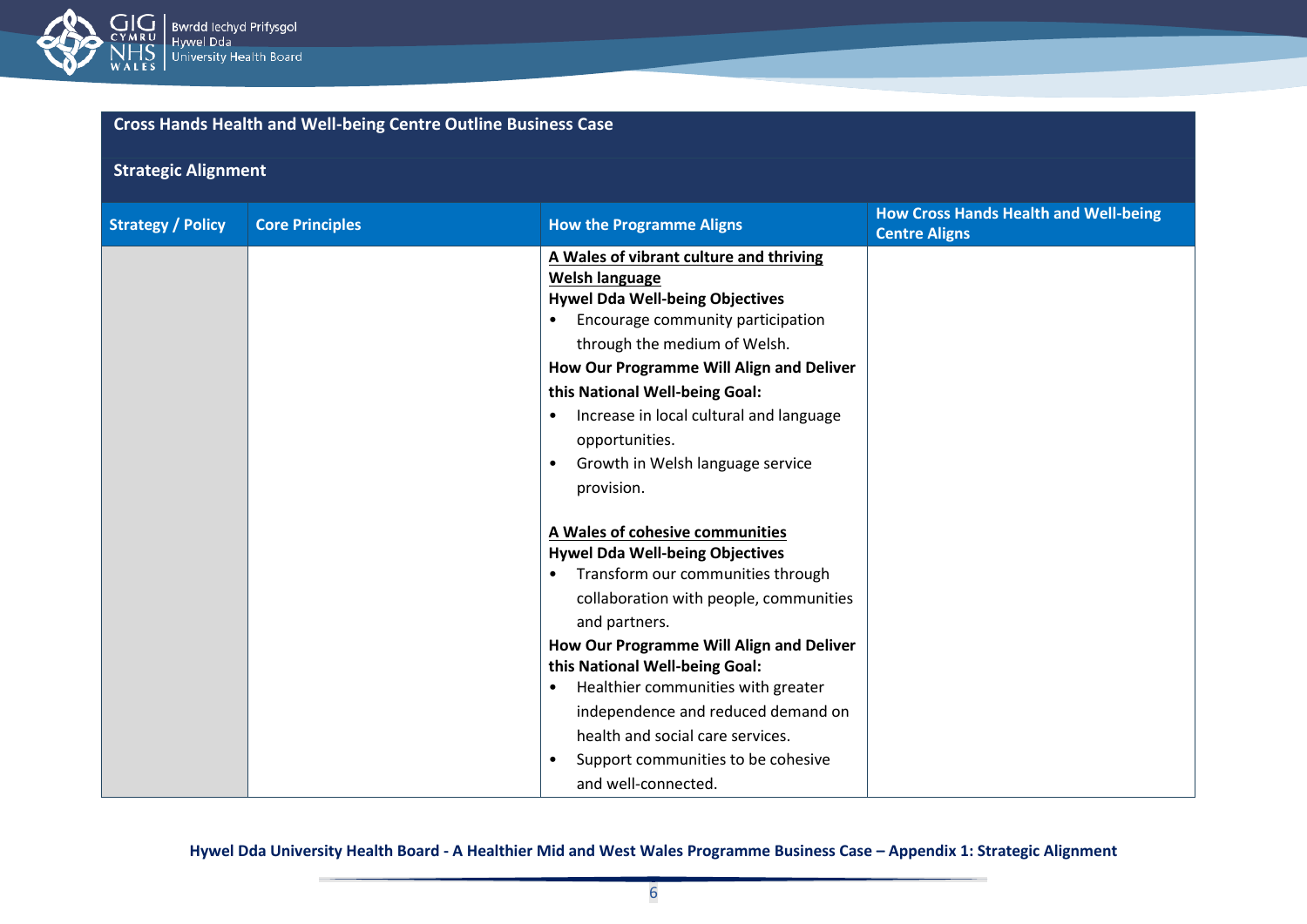## Cross Hands Health and Well-being Centre Outline Business Case

### Strategic Alignment

| Strategy / Policy | Core Principles | How the Programme Aligns | How Cross Hands Health and Well-being Centre Aligns |
|---|---|---|---|
| | | **A Wales of vibrant culture and thriving Welsh language**<br>**Hywel Dda Well-being Objectives**<br>• Encourage community participation through the medium of Welsh.<br>**How Our Programme Will Align and Deliver this National Well-being Goal:**<br>• Increase in local cultural and language opportunities.<br>• Growth in Welsh language service provision.<br><br>**A Wales of cohesive communities**<br>**Hywel Dda Well-being Objectives**<br>• Transform our communities through collaboration with people, communities and partners.<br>**How Our Programme Will Align and Deliver this National Well-being Goal:**<br>• Healthier communities with greater independence and reduced demand on health and social care services.<br>• Support communities to be cohesive and well-connected. | |

Hywel Dda University Health Board - A Healthier Mid and West Wales Programme Business Case – Appendix 1: Strategic Alignment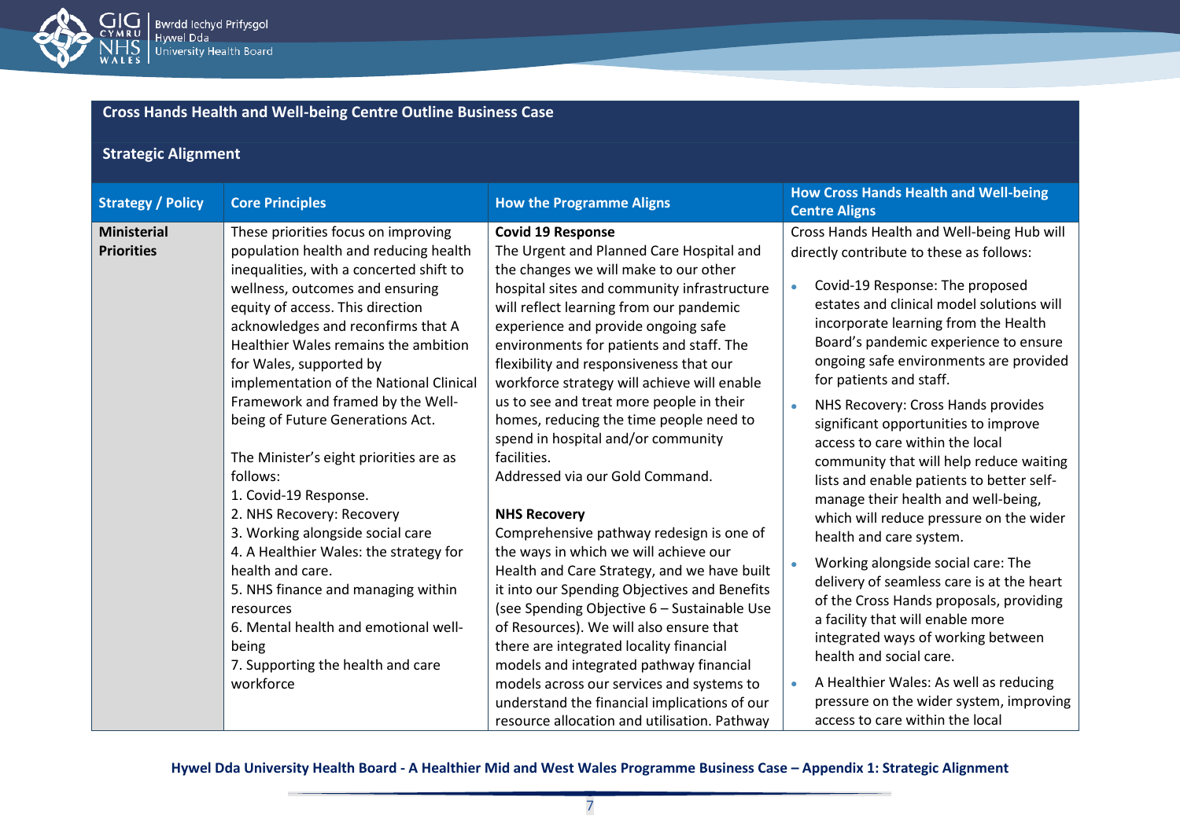## Cross Hands Health and Well-being Centre Outline Business Case

### Strategic Alignment

| Strategy / Policy | Core Principles | How the Programme Aligns | How Cross Hands Health and Well-being Centre Aligns |
|---|---|---|---|
| **Ministerial Priorities** | These priorities focus on improving population health and reducing health inequalities, with a concerted shift to wellness, outcomes and ensuring equity of access. This direction acknowledges and reconfirms that A Healthier Wales remains the ambition for Wales, supported by implementation of the National Clinical Framework and framed by the Well-being of Future Generations Act.<br><br>The Minister's eight priorities are as follows:<br>1. Covid-19 Response.<br>2. NHS Recovery: Recovery<br>3. Working alongside social care<br>4. A Healthier Wales: the strategy for health and care.<br>5. NHS finance and managing within resources<br>6. Mental health and emotional well-being<br>7. Supporting the health and care workforce | **Covid 19 Response**<br>The Urgent and Planned Care Hospital and the changes we will make to our other hospital sites and community infrastructure will reflect learning from our pandemic experience and provide ongoing safe environments for patients and staff. The flexibility and responsiveness that our workforce strategy will achieve will enable us to see and treat more people in their homes, reducing the time people need to spend in hospital and/or community facilities.<br>Addressed via our Gold Command.<br><br>**NHS Recovery**<br>Comprehensive pathway redesign is one of the ways in which we will achieve our Health and Care Strategy, and we have built it into our Spending Objectives and Benefits (see Spending Objective 6 – Sustainable Use of Resources). We will also ensure that there are integrated locality financial models and integrated pathway financial models across our services and systems to understand the financial implications of our resource allocation and utilisation. Pathway | Cross Hands Health and Well-being Hub will directly contribute to these as follows:<br><br>• Covid-19 Response: The proposed estates and clinical model solutions will incorporate learning from the Health Board's pandemic experience to ensure ongoing safe environments are provided for patients and staff.<br>• NHS Recovery: Cross Hands provides significant opportunities to improve access to care within the local community that will help reduce waiting lists and enable patients to better self-manage their health and well-being, which will reduce pressure on the wider health and care system.<br>• Working alongside social care: The delivery of seamless care is at the heart of the Cross Hands proposals, providing a facility that will enable more integrated ways of working between health and social care.<br>• A Healthier Wales: As well as reducing pressure on the wider system, improving access to care within the local |

Hywel Dda University Health Board - A Healthier Mid and West Wales Programme Business Case – Appendix 1: Strategic Alignment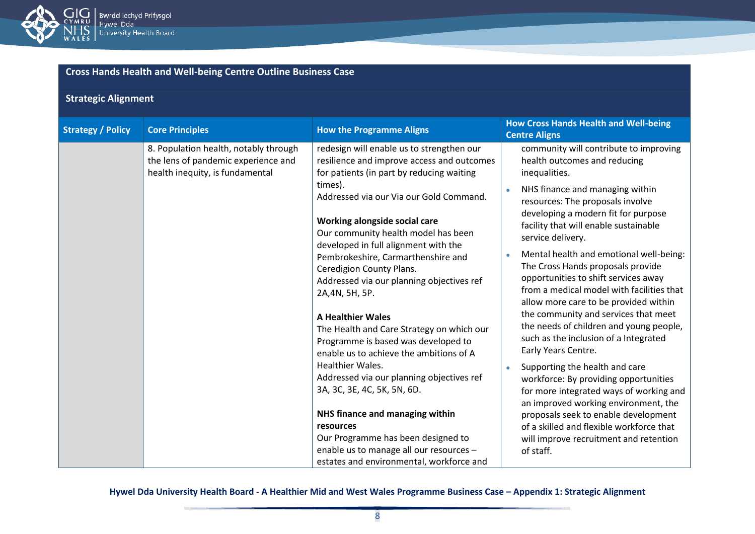## Cross Hands Health and Well-being Centre Outline Business Case

### Strategic Alignment

| Strategy / Policy | Core Principles | How the Programme Aligns | How Cross Hands Health and Well-being Centre Aligns |
|---|---|---|---|
| | 8. Population health, notably through the lens of pandemic experience and health inequity, is fundamental | redesign will enable us to strengthen our resilience and improve access and outcomes for patients (in part by reducing waiting times).<br>Addressed via our Via our Gold Command.<br><br>**Working alongside social care**<br>Our community health model has been developed in full alignment with the Pembrokeshire, Carmarthenshire and Ceredigion County Plans.<br>Addressed via our planning objectives ref 2A,4N, 5H, 5P.<br><br>**A Healthier Wales**<br>The Health and Care Strategy on which our Programme is based was developed to enable us to achieve the ambitions of A Healthier Wales.<br>Addressed via our planning objectives ref 3A, 3C, 3E, 4C, 5K, 5N, 6D.<br><br>**NHS finance and managing within resources**<br>Our Programme has been designed to enable us to manage all our resources – estates and environmental, workforce and | community will contribute to improving health outcomes and reducing inequalities.<br><br>• NHS finance and managing within resources: The proposals involve developing a modern fit for purpose facility that will enable sustainable service delivery.<br>• Mental health and emotional well-being: The Cross Hands proposals provide opportunities to shift services away from a medical model with facilities that allow more care to be provided within the community and services that meet the needs of children and young people, such as the inclusion of a Integrated Early Years Centre.<br>• Supporting the health and care workforce: By providing opportunities for more integrated ways of working and an improved working environment, the proposals seek to enable development of a skilled and flexible workforce that will improve recruitment and retention of staff. |

Hywel Dda University Health Board - A Healthier Mid and West Wales Programme Business Case – Appendix 1: Strategic Alignment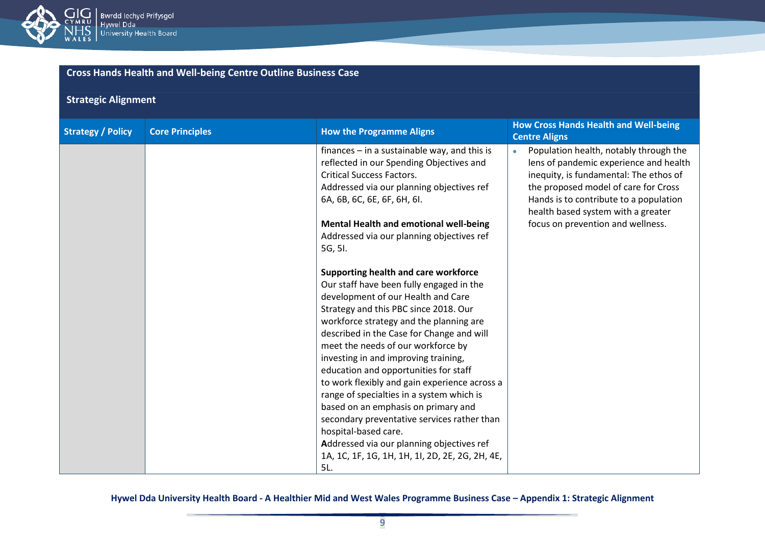**Cross Hands Health and Well-being Centre Outline Business Case**

**Strategic Alignment**

| Strategy / Policy | Core Principles | How the Programme Aligns | How Cross Hands Health and Well-being Centre Aligns |
|---|---|---|---|
| | | finances – in a sustainable way, and this is reflected in our Spending Objectives and Critical Success Factors.<br>Addressed via our planning objectives ref 6A, 6B, 6C, 6E, 6F, 6H, 6I.<br><br>**Mental Health and emotional well-being**<br>Addressed via our planning objectives ref 5G, 5I.<br><br>**Supporting health and care workforce**<br>Our staff have been fully engaged in the development of our Health and Care Strategy and this PBC since 2018. Our workforce strategy and the planning are described in the Case for Change and will meet the needs of our workforce by investing in and improving training, education and opportunities for staff to work flexibly and gain experience across a range of specialties in a system which is based on an emphasis on primary and secondary preventative services rather than hospital-based care.<br>**A**ddressed via our planning objectives ref 1A, 1C, 1F, 1G, 1H, 1H, 1I, 2D, 2E, 2G, 2H, 4E, 5L. | • Population health, notably through the lens of pandemic experience and health inequity, is fundamental: The ethos of the proposed model of care for Cross Hands is to contribute to a population health based system with a greater focus on prevention and wellness. |

**Hywel Dda University Health Board - A Healthier Mid and West Wales Programme Business Case – Appendix 1: Strategic Alignment**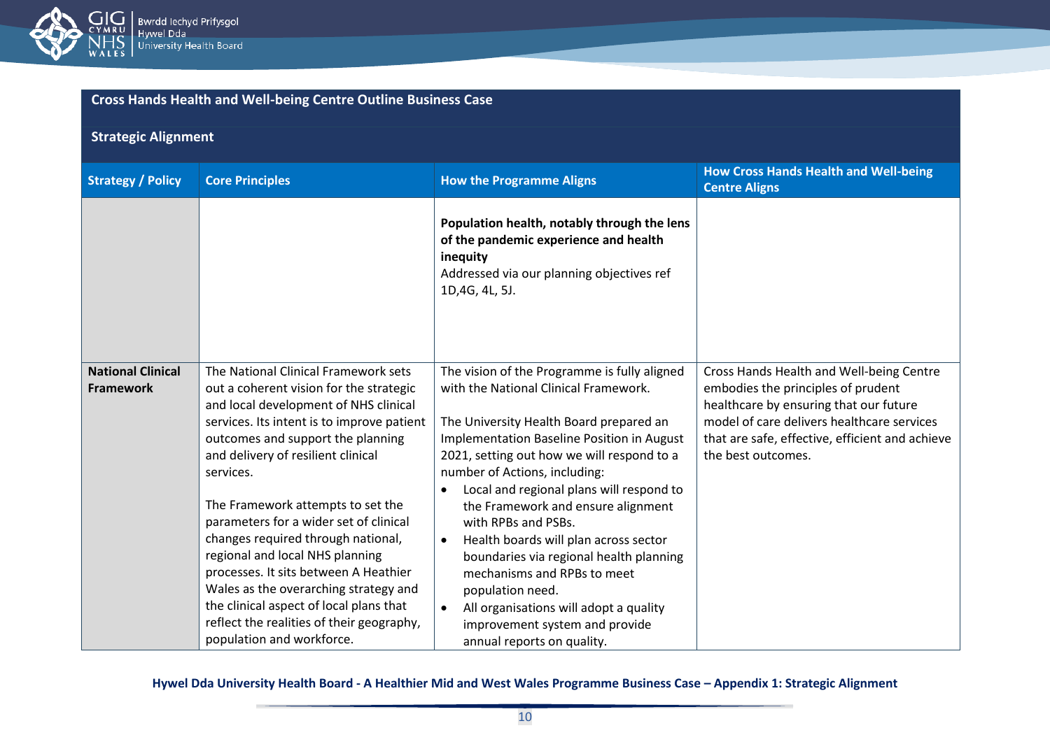## Cross Hands Health and Well-being Centre Outline Business Case

### Strategic Alignment

| Strategy / Policy | Core Principles | How the Programme Aligns | How Cross Hands Health and Well-being Centre Aligns |
|---|---|---|---|
| | | **Population health, notably through the lens of the pandemic experience and health inequity**<br>Addressed via our planning objectives ref 1D,4G, 4L, 5J. | |
| **National Clinical Framework** | The National Clinical Framework sets out a coherent vision for the strategic and local development of NHS clinical services. Its intent is to improve patient outcomes and support the planning and delivery of resilient clinical services.<br><br>The Framework attempts to set the parameters for a wider set of clinical changes required through national, regional and local NHS planning processes. It sits between A Heathier Wales as the overarching strategy and the clinical aspect of local plans that reflect the realities of their geography, population and workforce. | The vision of the Programme is fully aligned with the National Clinical Framework.<br><br>The University Health Board prepared an Implementation Baseline Position in August 2021, setting out how we will respond to a number of Actions, including:<br>• Local and regional plans will respond to the Framework and ensure alignment with RPBs and PSBs.<br>• Health boards will plan across sector boundaries via regional health planning mechanisms and RPBs to meet population need.<br>• All organisations will adopt a quality improvement system and provide annual reports on quality. | Cross Hands Health and Well-being Centre embodies the principles of prudent healthcare by ensuring that our future model of care delivers healthcare services that are safe, effective, efficient and achieve the best outcomes. |

**Hywel Dda University Health Board - A Healthier Mid and West Wales Programme Business Case – Appendix 1: Strategic Alignment**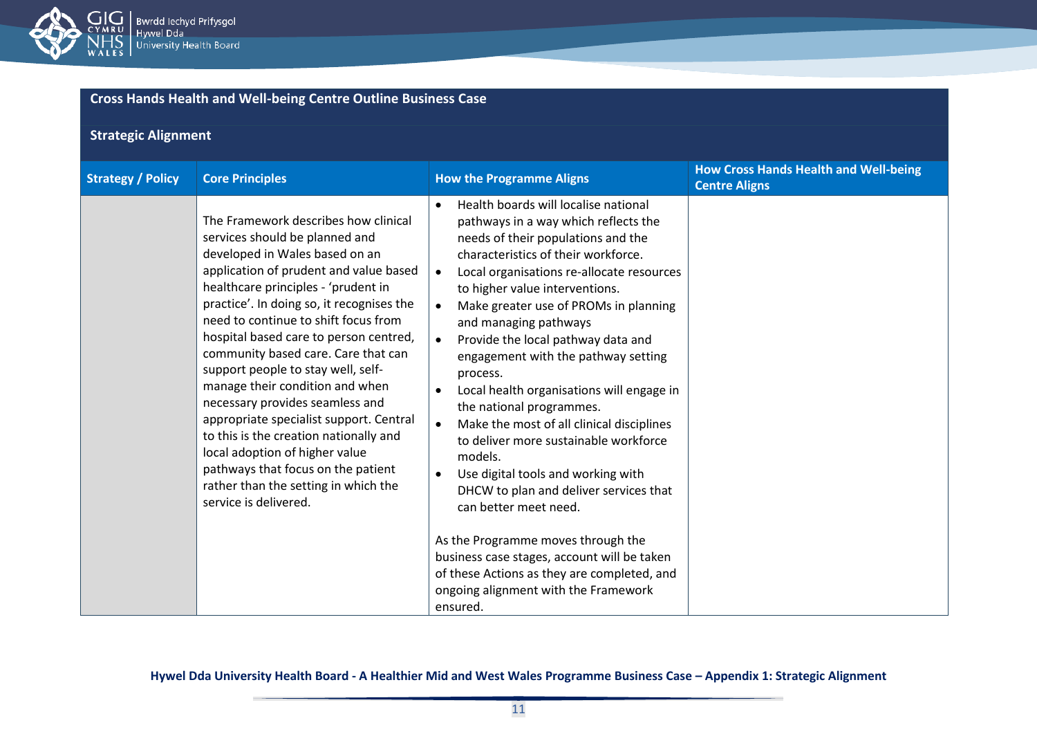## Cross Hands Health and Well-being Centre Outline Business Case

### Strategic Alignment

| Strategy / Policy | Core Principles | How the Programme Aligns | How Cross Hands Health and Well-being Centre Aligns |
|---|---|---|---|
| | The Framework describes how clinical services should be planned and developed in Wales based on an application of prudent and value based healthcare principles - 'prudent in practice'. In doing so, it recognises the need to continue to shift focus from hospital based care to person centred, community based care. Care that can support people to stay well, self-manage their condition and when necessary provides seamless and appropriate specialist support. Central to this is the creation nationally and local adoption of higher value pathways that focus on the patient rather than the setting in which the service is delivered. | • Health boards will localise national pathways in a way which reflects the needs of their populations and the characteristics of their workforce.<br>• Local organisations re-allocate resources to higher value interventions.<br>• Make greater use of PROMs in planning and managing pathways<br>• Provide the local pathway data and engagement with the pathway setting process.<br>• Local health organisations will engage in the national programmes.<br>• Make the most of all clinical disciplines to deliver more sustainable workforce models.<br>• Use digital tools and working with DHCW to plan and deliver services that can better meet need.<br><br>As the Programme moves through the business case stages, account will be taken of these Actions as they are completed, and ongoing alignment with the Framework ensured. | |

**Hywel Dda University Health Board - A Healthier Mid and West Wales Programme Business Case – Appendix 1: Strategic Alignment**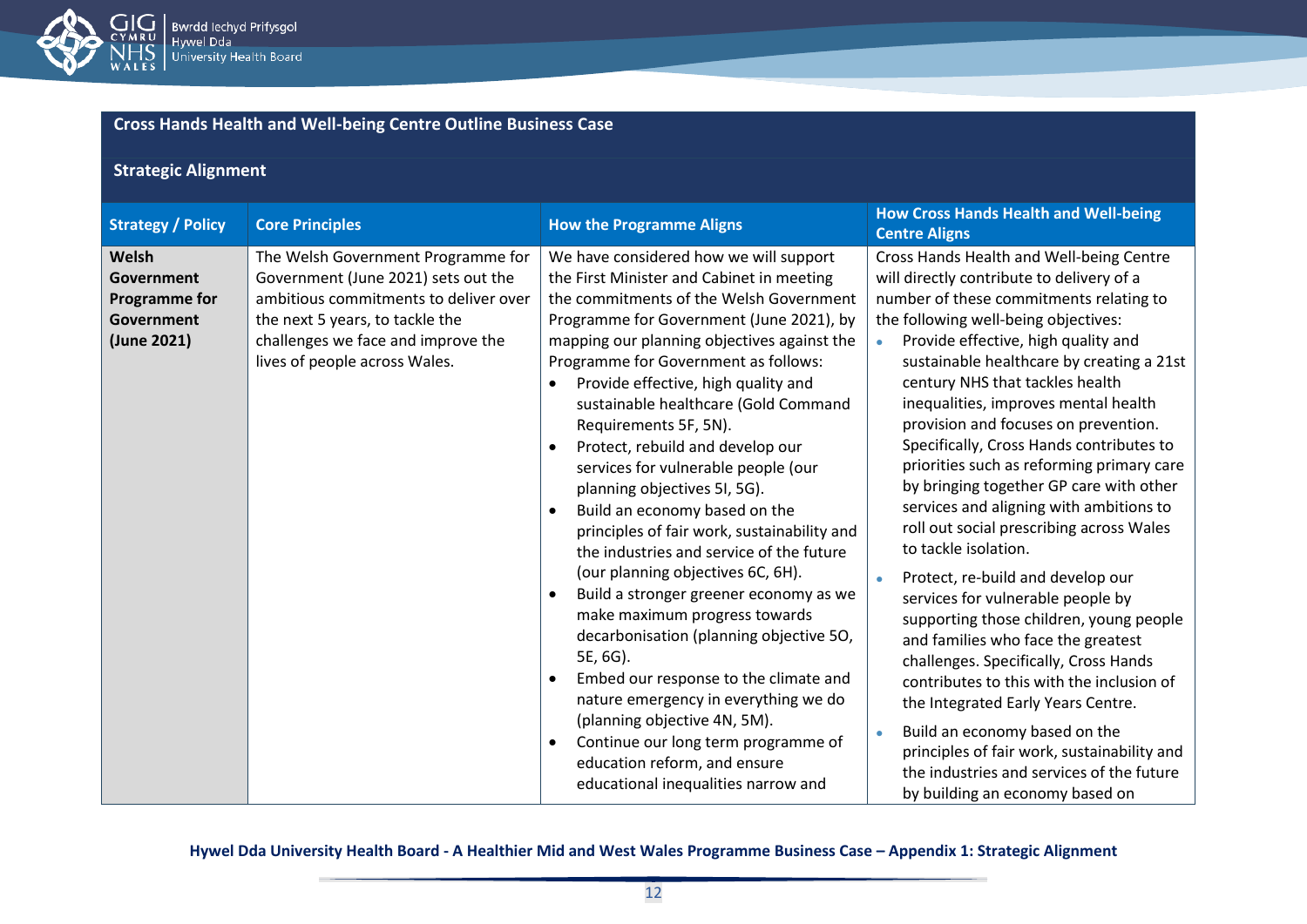**Cross Hands Health and Well-being Centre Outline Business Case**

**Strategic Alignment**

| Strategy / Policy | Core Principles | How the Programme Aligns | How Cross Hands Health and Well-being Centre Aligns |
|---|---|---|---|
| **Welsh Government Programme for Government (June 2021)** | The Welsh Government Programme for Government (June 2021) sets out the ambitious commitments to deliver over the next 5 years, to tackle the challenges we face and improve the lives of people across Wales. | We have considered how we will support the First Minister and Cabinet in meeting the commitments of the Welsh Government Programme for Government (June 2021), by mapping our planning objectives against the Programme for Government as follows:<br>• Provide effective, high quality and sustainable healthcare (Gold Command Requirements 5F, 5N).<br>• Protect, rebuild and develop our services for vulnerable people (our planning objectives 5I, 5G).<br>• Build an economy based on the principles of fair work, sustainability and the industries and service of the future (our planning objectives 6C, 6H).<br>• Build a stronger greener economy as we make maximum progress towards decarbonisation (planning objective 5O, 5E, 6G).<br>• Embed our response to the climate and nature emergency in everything we do (planning objective 4N, 5M).<br>• Continue our long term programme of education reform, and ensure educational inequalities narrow and | Cross Hands Health and Well-being Centre will directly contribute to delivery of a number of these commitments relating to the following well-being objectives:<br>• Provide effective, high quality and sustainable healthcare by creating a 21st century NHS that tackles health inequalities, improves mental health provision and focuses on prevention. Specifically, Cross Hands contributes to priorities such as reforming primary care by bringing together GP care with other services and aligning with ambitions to roll out social prescribing across Wales to tackle isolation.<br>• Protect, re-build and develop our services for vulnerable people by supporting those children, young people and families who face the greatest challenges. Specifically, Cross Hands contributes to this with the inclusion of the Integrated Early Years Centre.<br>• Build an economy based on the principles of fair work, sustainability and the industries and services of the future by building an economy based on |

Hywel Dda University Health Board - A Healthier Mid and West Wales Programme Business Case – Appendix 1: Strategic Alignment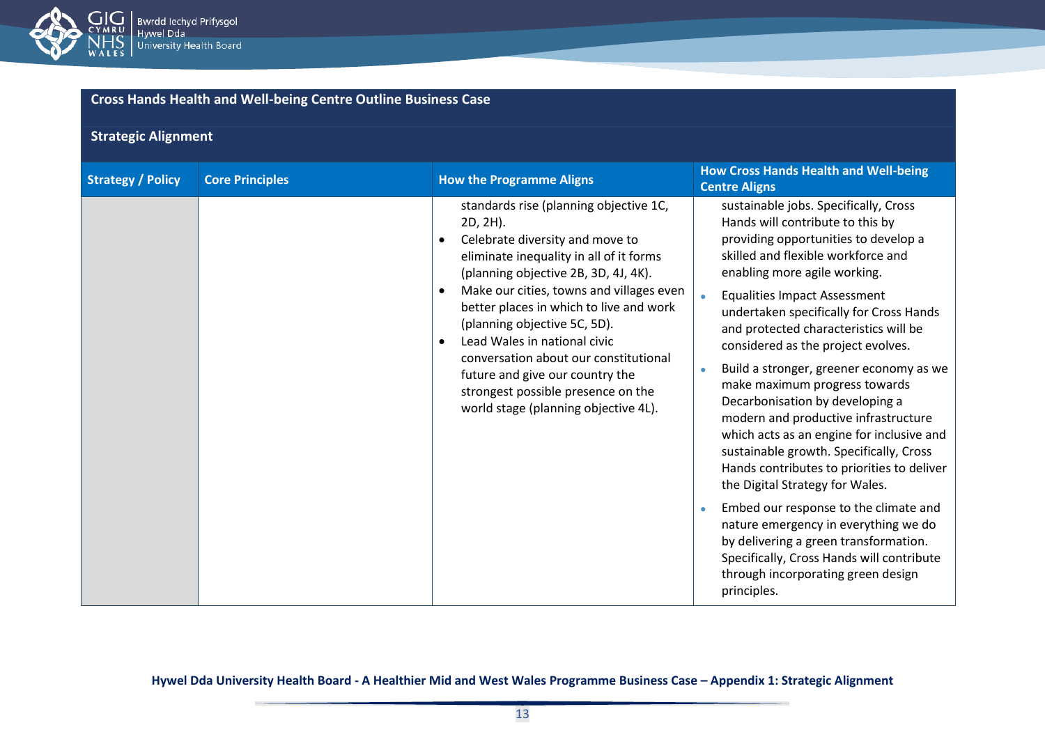## Cross Hands Health and Well-being Centre Outline Business Case

### Strategic Alignment

| Strategy / Policy | Core Principles | How the Programme Aligns | How Cross Hands Health and Well-being Centre Aligns |
|---|---|---|---|
| | | standards rise (planning objective 1C, 2D, 2H).<br>• Celebrate diversity and move to eliminate inequality in all of it forms (planning objective 2B, 3D, 4J, 4K).<br>• Make our cities, towns and villages even better places in which to live and work (planning objective 5C, 5D).<br>• Lead Wales in national civic conversation about our constitutional future and give our country the strongest possible presence on the world stage (planning objective 4L). | sustainable jobs. Specifically, Cross Hands will contribute to this by providing opportunities to develop a skilled and flexible workforce and enabling more agile working.<br>• Equalities Impact Assessment undertaken specifically for Cross Hands and protected characteristics will be considered as the project evolves.<br>• Build a stronger, greener economy as we make maximum progress towards Decarbonisation by developing a modern and productive infrastructure which acts as an engine for inclusive and sustainable growth. Specifically, Cross Hands contributes to priorities to deliver the Digital Strategy for Wales.<br>• Embed our response to the climate and nature emergency in everything we do by delivering a green transformation. Specifically, Cross Hands will contribute through incorporating green design principles. |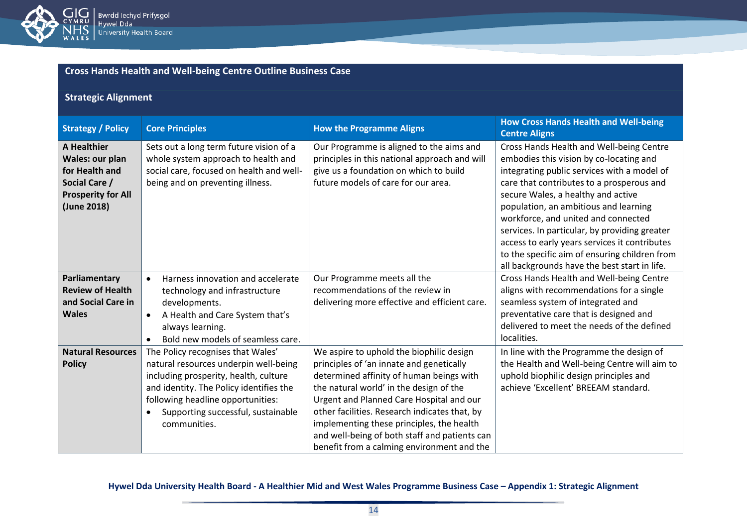**Cross Hands Health and Well-being Centre Outline Business Case**

**Strategic Alignment**

| Strategy / Policy | Core Principles | How the Programme Aligns | How Cross Hands Health and Well-being Centre Aligns |
|---|---|---|---|
| **A Healthier Wales: our plan for Health and Social Care / Prosperity for All (June 2018)** | Sets out a long term future vision of a whole system approach to health and social care, focused on health and well-being and on preventing illness. | Our Programme is aligned to the aims and principles in this national approach and will give us a foundation on which to build future models of care for our area. | Cross Hands Health and Well-being Centre embodies this vision by co-locating and integrating public services with a model of care that contributes to a prosperous and secure Wales, a healthy and active population, an ambitious and learning workforce, and united and connected services. In particular, by providing greater access to early years services it contributes to the specific aim of ensuring children from all backgrounds have the best start in life. |
| **Parliamentary Review of Health and Social Care in Wales** | • Harness innovation and accelerate technology and infrastructure developments.<br>• A Health and Care System that's always learning.<br>• Bold new models of seamless care. | Our Programme meets all the recommendations of the review in delivering more effective and efficient care. | Cross Hands Health and Well-being Centre aligns with recommendations for a single seamless system of integrated and preventative care that is designed and delivered to meet the needs of the defined localities. |
| **Natural Resources Policy** | The Policy recognises that Wales' natural resources underpin well-being including prosperity, health, culture and identity. The Policy identifies the following headline opportunities:<br>• Supporting successful, sustainable communities. | We aspire to uphold the biophilic design principles of 'an innate and genetically determined affinity of human beings with the natural world' in the design of the Urgent and Planned Care Hospital and our other facilities. Research indicates that, by implementing these principles, the health and well-being of both staff and patients can benefit from a calming environment and the | In line with the Programme the design of the Health and Well-being Centre will aim to uphold biophilic design principles and achieve 'Excellent' BREEAM standard. |

**Hywel Dda University Health Board - A Healthier Mid and West Wales Programme Business Case – Appendix 1: Strategic Alignment**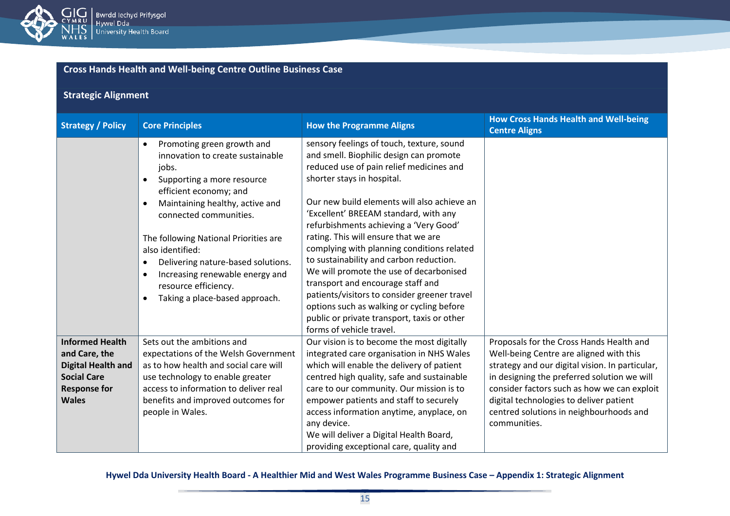**Cross Hands Health and Well-being Centre Outline Business Case**

**Strategic Alignment**

| Strategy / Policy | Core Principles | How the Programme Aligns | How Cross Hands Health and Well-being Centre Aligns |
|---|---|---|---|
| | • Promoting green growth and innovation to create sustainable jobs.<br>• Supporting a more resource efficient economy; and<br>• Maintaining healthy, active and connected communities.<br><br>The following National Priorities are also identified:<br>• Delivering nature-based solutions.<br>• Increasing renewable energy and resource efficiency.<br>• Taking a place-based approach. | sensory feelings of touch, texture, sound and smell. Biophilic design can promote reduced use of pain relief medicines and shorter stays in hospital.<br><br>Our new build elements will also achieve an 'Excellent' BREEAM standard, with any refurbishments achieving a 'Very Good' rating. This will ensure that we are complying with planning conditions related to sustainability and carbon reduction. We will promote the use of decarbonised transport and encourage staff and patients/visitors to consider greener travel options such as walking or cycling before public or private transport, taxis or other forms of vehicle travel. | |
| **Informed Health and Care, the Digital Health and Social Care Response for Wales** | Sets out the ambitions and expectations of the Welsh Government as to how health and social care will use technology to enable greater access to information to deliver real benefits and improved outcomes for people in Wales. | Our vision is to become the most digitally integrated care organisation in NHS Wales which will enable the delivery of patient centred high quality, safe and sustainable care to our community. Our mission is to empower patients and staff to securely access information anytime, anyplace, on any device.<br>We will deliver a Digital Health Board, providing exceptional care, quality and | Proposals for the Cross Hands Health and Well-being Centre are aligned with this strategy and our digital vision. In particular, in designing the preferred solution we will consider factors such as how we can exploit digital technologies to deliver patient centred solutions in neighbourhoods and communities. |

**Hywel Dda University Health Board - A Healthier Mid and West Wales Programme Business Case – Appendix 1: Strategic Alignment**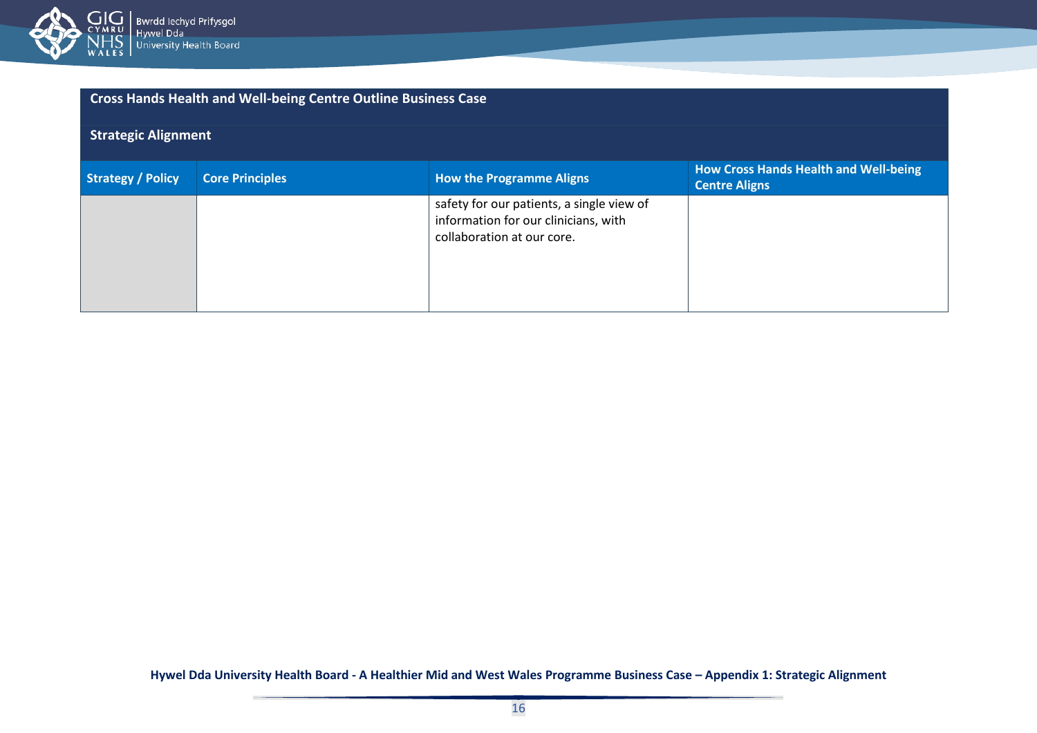**Cross Hands Health and Well-being Centre Outline Business Case**

**Strategic Alignment**

| Strategy / Policy | Core Principles | How the Programme Aligns | How Cross Hands Health and Well-being Centre Aligns |
|---|---|---|---|
| | | safety for our patients, a single view of information for our clinicians, with collaboration at our core. | |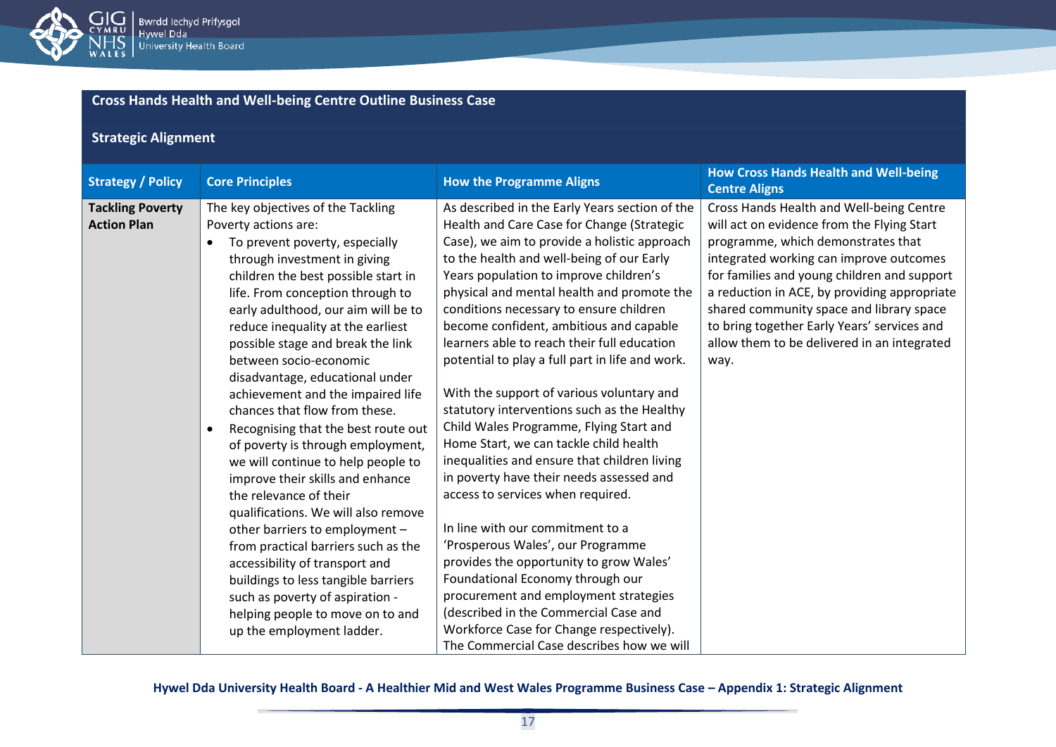## Cross Hands Health and Well-being Centre Outline Business Case

### Strategic Alignment

| Strategy / Policy | Core Principles | How the Programme Aligns | How Cross Hands Health and Well-being Centre Aligns |
| --- | --- | --- | --- |
| **Tackling Poverty Action Plan** | The key objectives of the Tackling Poverty actions are:<br>• To prevent poverty, especially through investment in giving children the best possible start in life. From conception through to early adulthood, our aim will be to reduce inequality at the earliest possible stage and break the link between socio-economic disadvantage, educational under achievement and the impaired life chances that flow from these.<br>• Recognising that the best route out of poverty is through employment, we will continue to help people to improve their skills and enhance the relevance of their qualifications. We will also remove other barriers to employment – from practical barriers such as the accessibility of transport and buildings to less tangible barriers such as poverty of aspiration - helping people to move on to and up the employment ladder. | As described in the Early Years section of the Health and Care Case for Change (Strategic Case), we aim to provide a holistic approach to the health and well-being of our Early Years population to improve children's physical and mental health and promote the conditions necessary to ensure children become confident, ambitious and capable learners able to reach their full education potential to play a full part in life and work.<br><br>With the support of various voluntary and statutory interventions such as the Healthy Child Wales Programme, Flying Start and Home Start, we can tackle child health inequalities and ensure that children living in poverty have their needs assessed and access to services when required.<br><br>In line with our commitment to a 'Prosperous Wales', our Programme provides the opportunity to grow Wales' Foundational Economy through our procurement and employment strategies (described in the Commercial Case and Workforce Case for Change respectively). The Commercial Case describes how we will | Cross Hands Health and Well-being Centre will act on evidence from the Flying Start programme, which demonstrates that integrated working can improve outcomes for families and young children and support a reduction in ACE, by providing appropriate shared community space and library space to bring together Early Years' services and allow them to be delivered in an integrated way. |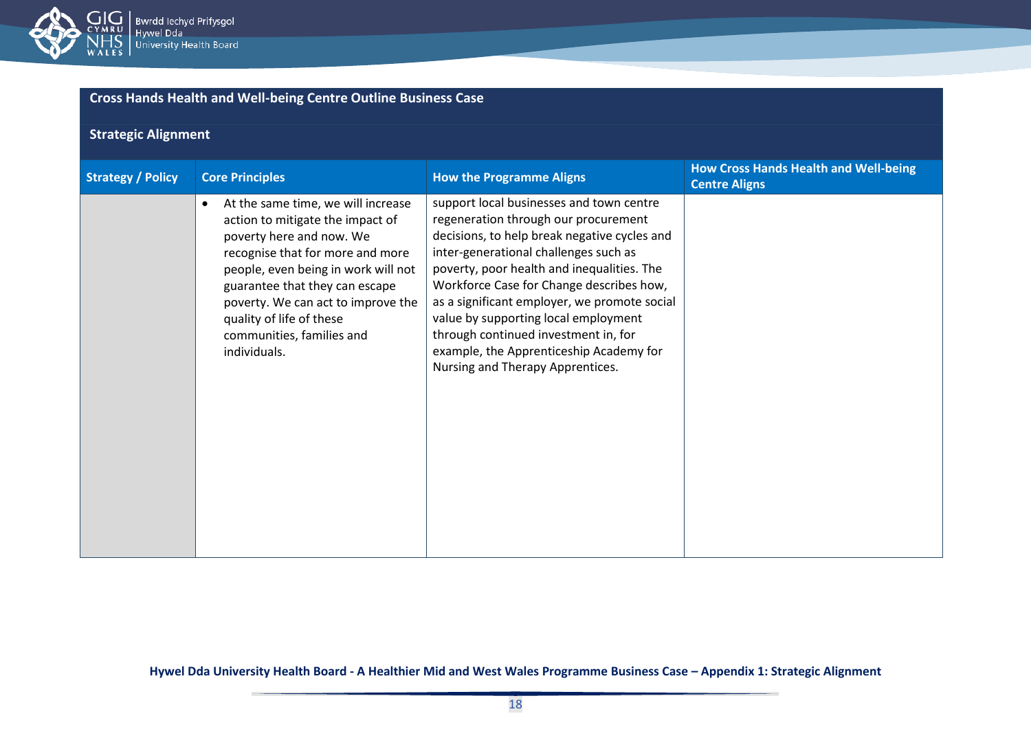**Cross Hands Health and Well-being Centre Outline Business Case**

**Strategic Alignment**

| Strategy / Policy | Core Principles | How the Programme Aligns | How Cross Hands Health and Well-being Centre Aligns |
|---|---|---|---|
| | • At the same time, we will increase action to mitigate the impact of poverty here and now. We recognise that for more and more people, even being in work will not guarantee that they can escape poverty. We can act to improve the quality of life of these communities, families and individuals. | support local businesses and town centre regeneration through our procurement decisions, to help break negative cycles and inter-generational challenges such as poverty, poor health and inequalities. The Workforce Case for Change describes how, as a significant employer, we promote social value by supporting local employment through continued investment in, for example, the Apprenticeship Academy for Nursing and Therapy Apprentices. | |

**Hywel Dda University Health Board - A Healthier Mid and West Wales Programme Business Case – Appendix 1: Strategic Alignment**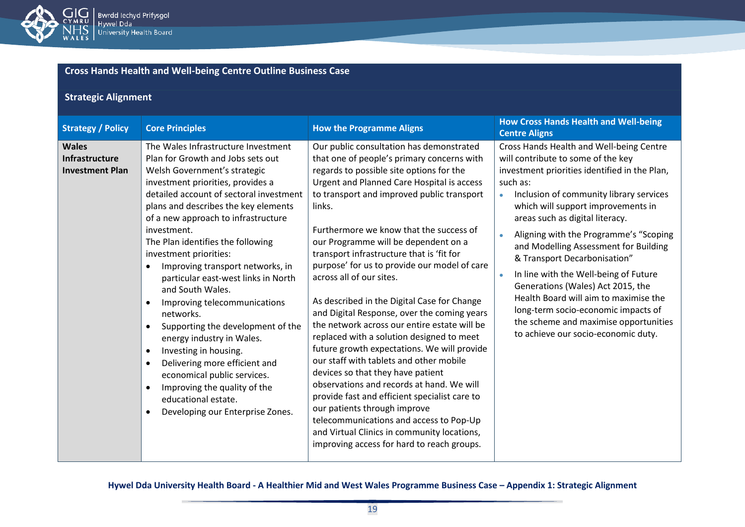## Cross Hands Health and Well-being Centre Outline Business Case

### Strategic Alignment

| Strategy / Policy | Core Principles | How the Programme Aligns | How Cross Hands Health and Well-being Centre Aligns |
|---|---|---|---|
| **Wales Infrastructure Investment Plan** | The Wales Infrastructure Investment Plan for Growth and Jobs sets out Welsh Government's strategic investment priorities, provides a detailed account of sectoral investment plans and describes the key elements of a new approach to infrastructure investment.<br>The Plan identifies the following investment priorities:<br>• Improving transport networks, in particular east-west links in North and South Wales.<br>• Improving telecommunications networks.<br>• Supporting the development of the energy industry in Wales.<br>• Investing in housing.<br>• Delivering more efficient and economical public services.<br>• Improving the quality of the educational estate.<br>• Developing our Enterprise Zones. | Our public consultation has demonstrated that one of people's primary concerns with regards to possible site options for the Urgent and Planned Care Hospital is access to transport and improved public transport links.<br><br>Furthermore we know that the success of our Programme will be dependent on a transport infrastructure that is 'fit for purpose' for us to provide our model of care across all of our sites.<br><br>As described in the Digital Case for Change and Digital Response, over the coming years the network across our entire estate will be replaced with a solution designed to meet future growth expectations. We will provide our staff with tablets and other mobile devices so that they have patient observations and records at hand. We will provide fast and efficient specialist care to our patients through improve telecommunications and access to Pop-Up and Virtual Clinics in community locations, improving access for hard to reach groups. | Cross Hands Health and Well-being Centre will contribute to some of the key investment priorities identified in the Plan, such as:<br>• Inclusion of community library services which will support improvements in areas such as digital literacy.<br>• Aligning with the Programme's "Scoping and Modelling Assessment for Building & Transport Decarbonisation"<br>• In line with the Well-being of Future Generations (Wales) Act 2015, the Health Board will aim to maximise the long-term socio-economic impacts of the scheme and maximise opportunities to achieve our socio-economic duty. |

**Hywel Dda University Health Board - A Healthier Mid and West Wales Programme Business Case – Appendix 1: Strategic Alignment**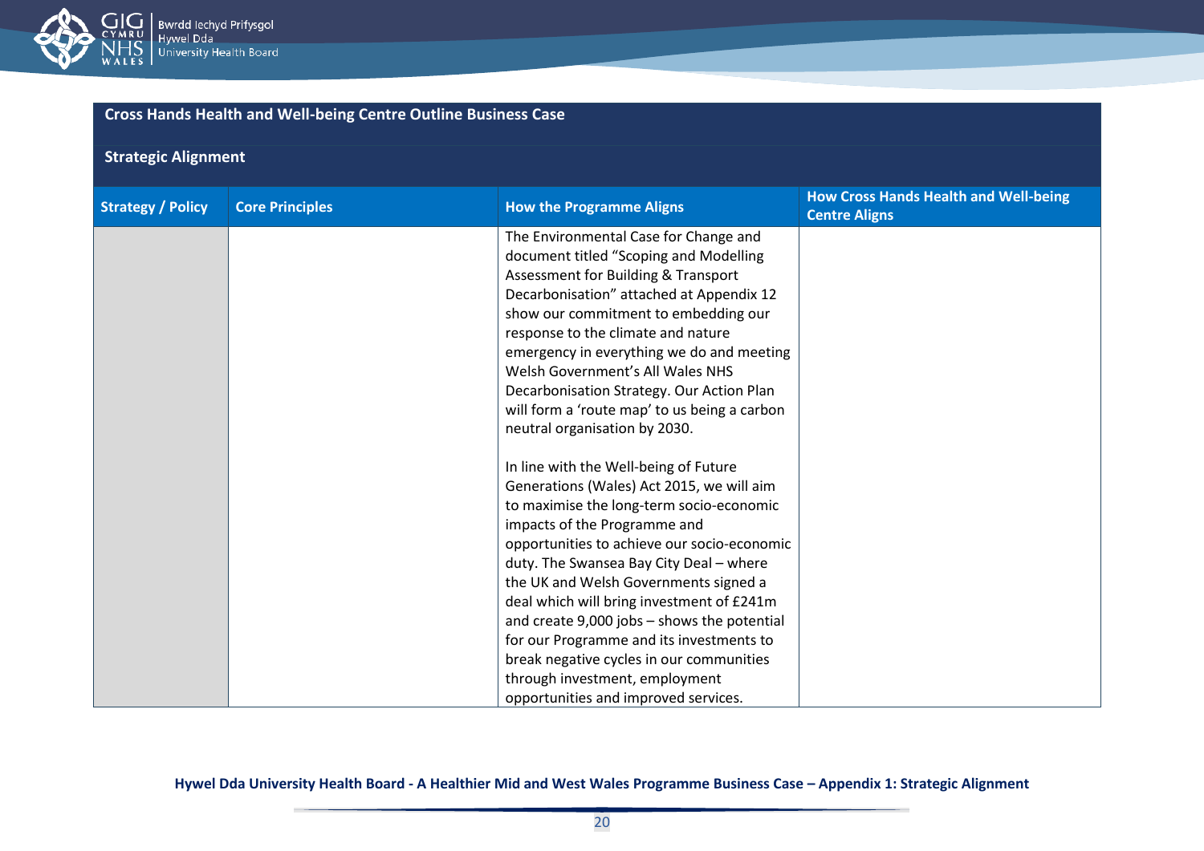## Cross Hands Health and Well-being Centre Outline Business Case

### Strategic Alignment

| Strategy / Policy | Core Principles | How the Programme Aligns | How Cross Hands Health and Well-being Centre Aligns |
|---|---|---|---|
| | | The Environmental Case for Change and document titled "Scoping and Modelling Assessment for Building & Transport Decarbonisation" attached at Appendix 12 show our commitment to embedding our response to the climate and nature emergency in everything we do and meeting Welsh Government's All Wales NHS Decarbonisation Strategy. Our Action Plan will form a 'route map' to us being a carbon neutral organisation by 2030.<br><br>In line with the Well-being of Future Generations (Wales) Act 2015, we will aim to maximise the long-term socio-economic impacts of the Programme and opportunities to achieve our socio-economic duty. The Swansea Bay City Deal – where the UK and Welsh Governments signed a deal which will bring investment of £241m and create 9,000 jobs – shows the potential for our Programme and its investments to break negative cycles in our communities through investment, employment opportunities and improved services. | |

Hywel Dda University Health Board - A Healthier Mid and West Wales Programme Business Case – Appendix 1: Strategic Alignment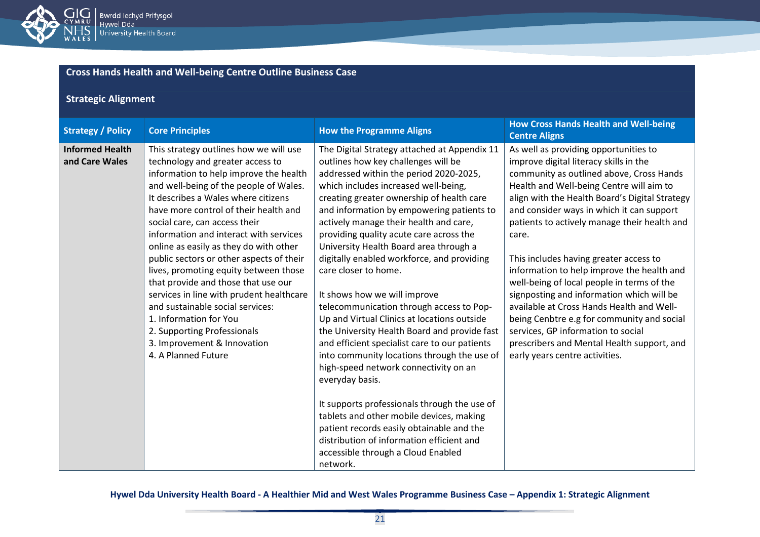**Cross Hands Health and Well-being Centre Outline Business Case**

**Strategic Alignment**

| Strategy / Policy | Core Principles | How the Programme Aligns | How Cross Hands Health and Well-being Centre Aligns |
|---|---|---|---|
| **Informed Health and Care Wales** | This strategy outlines how we will use technology and greater access to information to help improve the health and well-being of the people of Wales. It describes a Wales where citizens have more control of their health and social care, can access their information and interact with services online as easily as they do with other public sectors or other aspects of their lives, promoting equity between those that provide and those that use our services in line with prudent healthcare and sustainable social services:<br>1. Information for You<br>2. Supporting Professionals<br>3. Improvement & Innovation<br>4. A Planned Future | The Digital Strategy attached at Appendix 11 outlines how key challenges will be addressed within the period 2020-2025, which includes increased well-being, creating greater ownership of health care and information by empowering patients to actively manage their health and care, providing quality acute care across the University Health Board area through a digitally enabled workforce, and providing care closer to home.<br><br>It shows how we will improve telecommunication through access to Pop-Up and Virtual Clinics at locations outside the University Health Board and provide fast and efficient specialist care to our patients into community locations through the use of high-speed network connectivity on an everyday basis.<br><br>It supports professionals through the use of tablets and other mobile devices, making patient records easily obtainable and the distribution of information efficient and accessible through a Cloud Enabled network. | As well as providing opportunities to improve digital literacy skills in the community as outlined above, Cross Hands Health and Well-being Centre will aim to align with the Health Board's Digital Strategy and consider ways in which it can support patients to actively manage their health and care.<br><br>This includes having greater access to information to help improve the health and well-being of local people in terms of the signposting and information which will be available at Cross Hands Health and Well-being Cenbtre e.g for community and social services, GP information to social prescribers and Mental Health support, and early years centre activities. |

**Hywel Dda University Health Board - A Healthier Mid and West Wales Programme Business Case – Appendix 1: Strategic Alignment**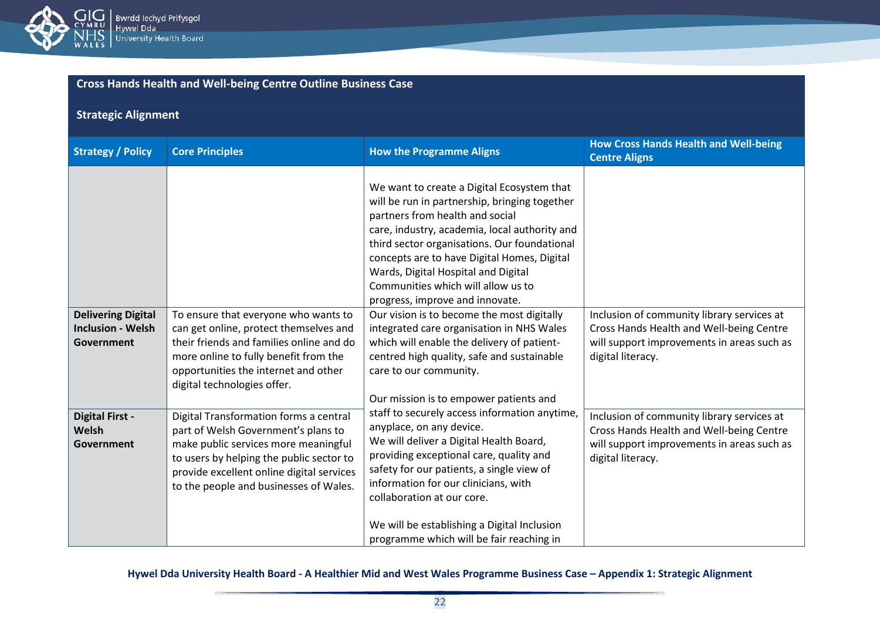**Cross Hands Health and Well-being Centre Outline Business Case**

**Strategic Alignment**

| Strategy / Policy | Core Principles | How the Programme Aligns | How Cross Hands Health and Well-being Centre Aligns |
|---|---|---|---|
| | | We want to create a Digital Ecosystem that will be run in partnership, bringing together partners from health and social care, industry, academia, local authority and third sector organisations. Our foundational concepts are to have Digital Homes, Digital Wards, Digital Hospital and Digital Communities which will allow us to progress, improve and innovate. | |
| **Delivering Digital Inclusion - Welsh Government** | To ensure that everyone who wants to can get online, protect themselves and their friends and families online and do more online to fully benefit from the opportunities the internet and other digital technologies offer. | Our vision is to become the most digitally integrated care organisation in NHS Wales which will enable the delivery of patient-centred high quality, safe and sustainable care to our community.<br><br>Our mission is to empower patients and staff to securely access information anytime, anyplace, on any device.<br>We will deliver a Digital Health Board, providing exceptional care, quality and safety for our patients, a single view of information for our clinicians, with collaboration at our core.<br><br>We will be establishing a Digital Inclusion programme which will be fair reaching in | Inclusion of community library services at Cross Hands Health and Well-being Centre will support improvements in areas such as digital literacy. |
| **Digital First - Welsh Government** | Digital Transformation forms a central part of Welsh Government's plans to make public services more meaningful to users by helping the public sector to provide excellent online digital services to the people and businesses of Wales. | | Inclusion of community library services at Cross Hands Health and Well-being Centre will support improvements in areas such as digital literacy. |

**Hywel Dda University Health Board - A Healthier Mid and West Wales Programme Business Case – Appendix 1: Strategic Alignment**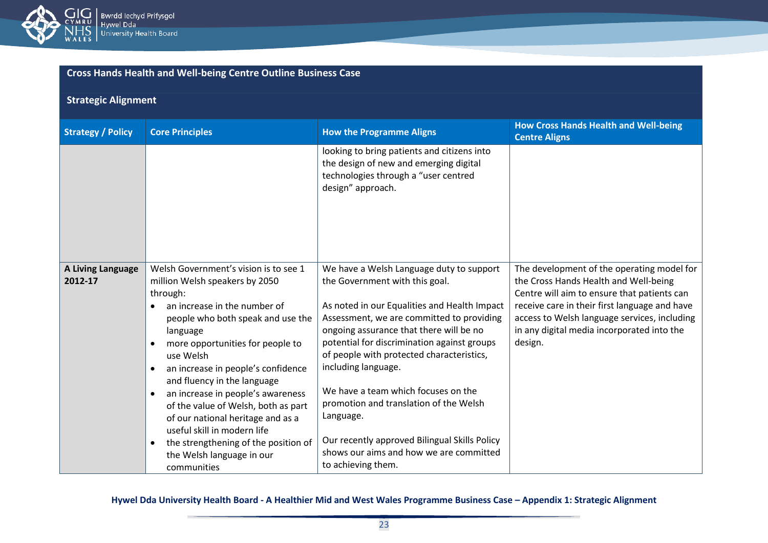**Cross Hands Health and Well-being Centre Outline Business Case**

**Strategic Alignment**

| Strategy / Policy | Core Principles | How the Programme Aligns | How Cross Hands Health and Well-being Centre Aligns |
|---|---|---|---|
| | | looking to bring patients and citizens into the design of new and emerging digital technologies through a "user centred design" approach. | |
| **A Living Language 2012-17** | Welsh Government's vision is to see 1 million Welsh speakers by 2050 through:<br>• an increase in the number of people who both speak and use the language<br>• more opportunities for people to use Welsh<br>• an increase in people's confidence and fluency in the language<br>• an increase in people's awareness of the value of Welsh, both as part of our national heritage and as a useful skill in modern life<br>• the strengthening of the position of the Welsh language in our communities | We have a Welsh Language duty to support the Government with this goal.<br><br>As noted in our Equalities and Health Impact Assessment, we are committed to providing ongoing assurance that there will be no potential for discrimination against groups of people with protected characteristics, including language.<br><br>We have a team which focuses on the promotion and translation of the Welsh Language.<br><br>Our recently approved Bilingual Skills Policy shows our aims and how we are committed to achieving them. | The development of the operating model for the Cross Hands Health and Well-being Centre will aim to ensure that patients can receive care in their first language and have access to Welsh language services, including in any digital media incorporated into the design. |

**Hywel Dda University Health Board - A Healthier Mid and West Wales Programme Business Case – Appendix 1: Strategic Alignment**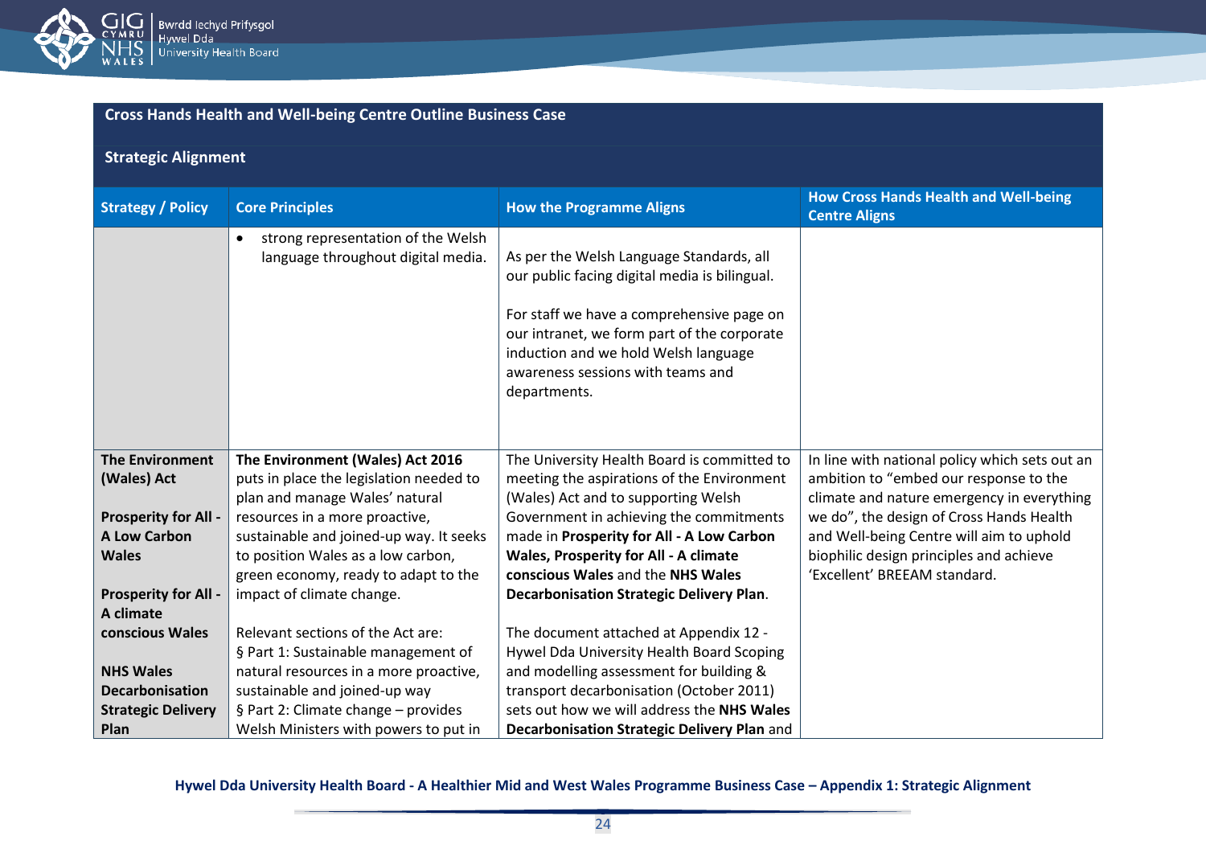## Cross Hands Health and Well-being Centre Outline Business Case

### Strategic Alignment

| Strategy / Policy | Core Principles | How the Programme Aligns | How Cross Hands Health and Well-being Centre Aligns |
|---|---|---|---|
| | • strong representation of the Welsh language throughout digital media. | As per the Welsh Language Standards, all our public facing digital media is bilingual.<br><br>For staff we have a comprehensive page on our intranet, we form part of the corporate induction and we hold Welsh language awareness sessions with teams and departments. | |
| **The Environment (Wales) Act**<br><br>**Prosperity for All - A Low Carbon Wales**<br><br>**Prosperity for All - A climate conscious Wales**<br><br>**NHS Wales Decarbonisation Strategic Delivery Plan** | **The Environment (Wales) Act 2016** puts in place the legislation needed to plan and manage Wales' natural resources in a more proactive, sustainable and joined-up way. It seeks to position Wales as a low carbon, green economy, ready to adapt to the impact of climate change.<br><br>Relevant sections of the Act are:<br>§ Part 1: Sustainable management of natural resources in a more proactive, sustainable and joined-up way<br>§ Part 2: Climate change – provides Welsh Ministers with powers to put in | The University Health Board is committed to meeting the aspirations of the Environment (Wales) Act and to supporting Welsh Government in achieving the commitments made in **Prosperity for All - A Low Carbon Wales, Prosperity for All - A climate conscious Wales** and the **NHS Wales Decarbonisation Strategic Delivery Plan**.<br><br>The document attached at Appendix 12 - Hywel Dda University Health Board Scoping and modelling assessment for building & transport decarbonisation (October 2011) sets out how we will address the **NHS Wales Decarbonisation Strategic Delivery Plan** and | In line with national policy which sets out an ambition to "embed our response to the climate and nature emergency in everything we do", the design of Cross Hands Health and Well-being Centre will aim to uphold biophilic design principles and achieve 'Excellent' BREEAM standard. |

Hywel Dda University Health Board - A Healthier Mid and West Wales Programme Business Case – Appendix 1: Strategic Alignment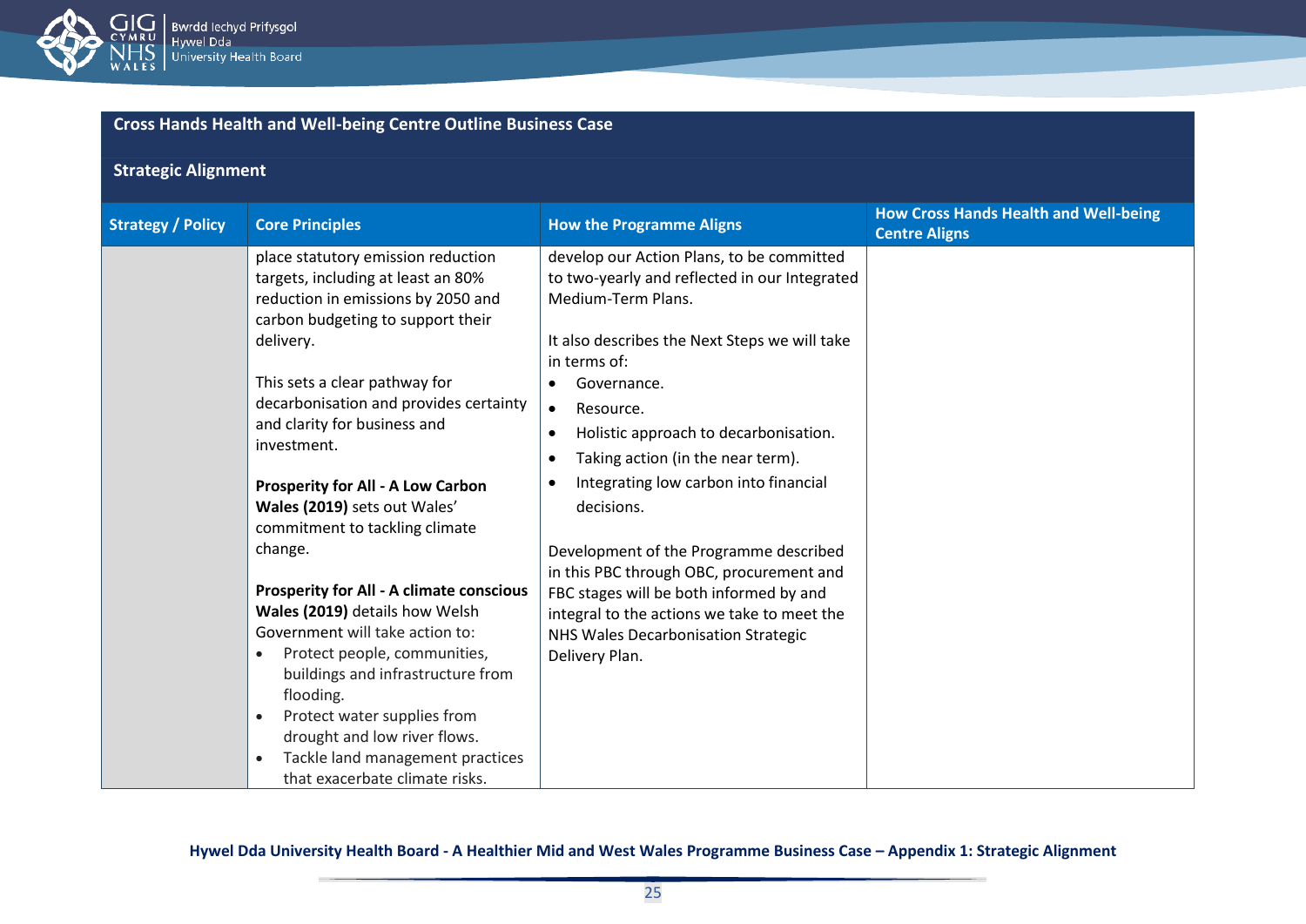## Cross Hands Health and Well-being Centre Outline Business Case

### Strategic Alignment

| Strategy / Policy | Core Principles | How the Programme Aligns | How Cross Hands Health and Well-being Centre Aligns |
|---|---|---|---|
| | place statutory emission reduction targets, including at least an 80% reduction in emissions by 2050 and carbon budgeting to support their delivery.<br><br>This sets a clear pathway for decarbonisation and provides certainty and clarity for business and investment.<br><br>**Prosperity for All - A Low Carbon Wales (2019)** sets out Wales' commitment to tackling climate change.<br><br>**Prosperity for All - A climate conscious Wales (2019)** details how Welsh Government will take action to:<br>• Protect people, communities, buildings and infrastructure from flooding.<br>• Protect water supplies from drought and low river flows.<br>• Tackle land management practices that exacerbate climate risks. | develop our Action Plans, to be committed to two-yearly and reflected in our Integrated Medium-Term Plans.<br><br>It also describes the Next Steps we will take in terms of:<br>• Governance.<br>• Resource.<br>• Holistic approach to decarbonisation.<br>• Taking action (in the near term).<br>• Integrating low carbon into financial decisions.<br><br>Development of the Programme described in this PBC through OBC, procurement and FBC stages will be both informed by and integral to the actions we take to meet the NHS Wales Decarbonisation Strategic Delivery Plan. | |

**Hywel Dda University Health Board - A Healthier Mid and West Wales Programme Business Case – Appendix 1: Strategic Alignment**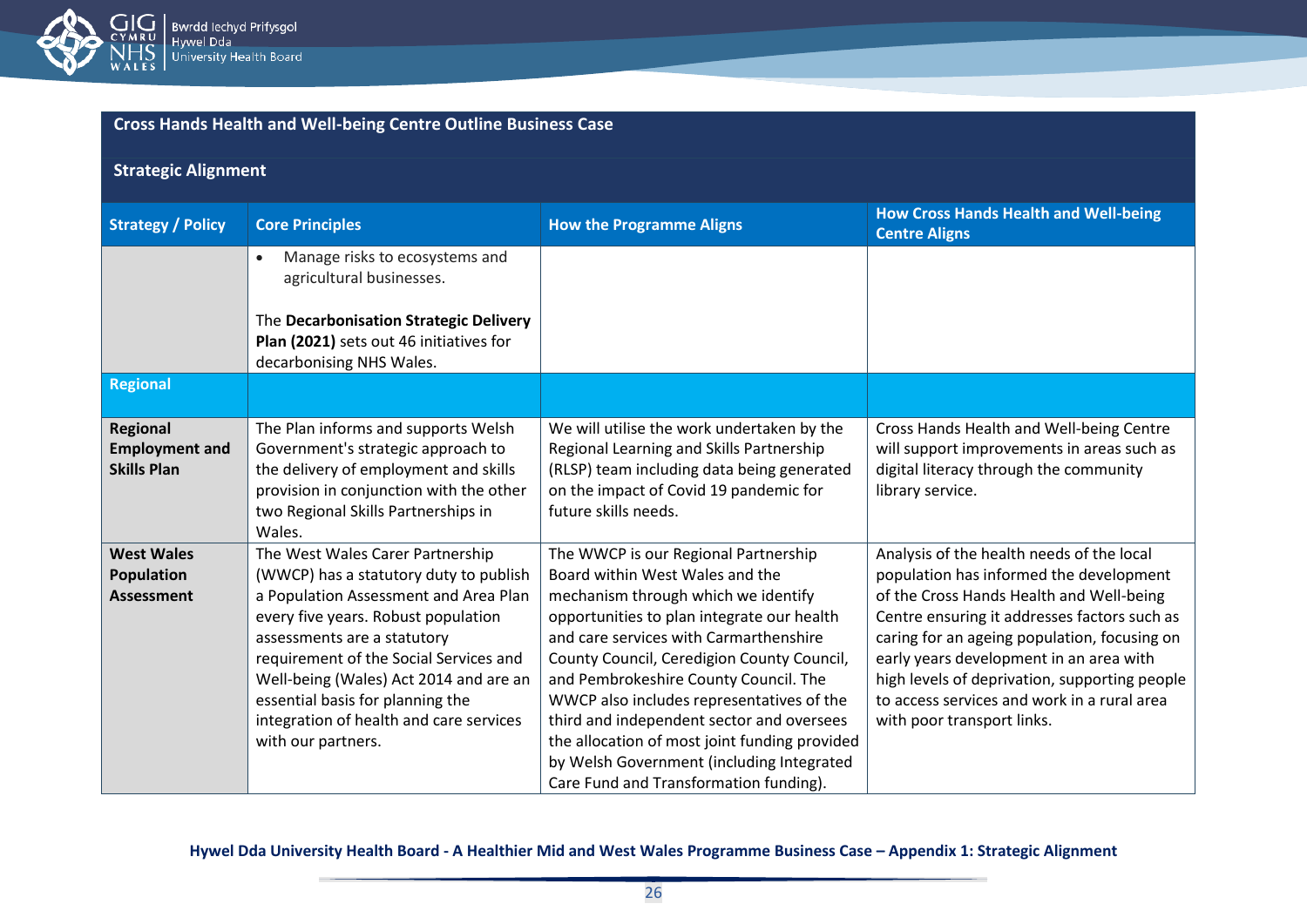## Cross Hands Health and Well-being Centre Outline Business Case

### Strategic Alignment

| Strategy / Policy | Core Principles | How the Programme Aligns | How Cross Hands Health and Well-being Centre Aligns |
|---|---|---|---|
| | • Manage risks to ecosystems and agricultural businesses.<br><br>The **Decarbonisation Strategic Delivery Plan (2021)** sets out 46 initiatives for decarbonising NHS Wales. | | |
| **Regional** | | | |
| **Regional Employment and Skills Plan** | The Plan informs and supports Welsh Government's strategic approach to the delivery of employment and skills provision in conjunction with the other two Regional Skills Partnerships in Wales. | We will utilise the work undertaken by the Regional Learning and Skills Partnership (RLSP) team including data being generated on the impact of Covid 19 pandemic for future skills needs. | Cross Hands Health and Well-being Centre will support improvements in areas such as digital literacy through the community library service. |
| **West Wales Population Assessment** | The West Wales Carer Partnership (WWCP) has a statutory duty to publish a Population Assessment and Area Plan every five years. Robust population assessments are a statutory requirement of the Social Services and Well-being (Wales) Act 2014 and are an essential basis for planning the integration of health and care services with our partners. | The WWCP is our Regional Partnership Board within West Wales and the mechanism through which we identify opportunities to plan integrate our health and care services with Carmarthenshire County Council, Ceredigion County Council, and Pembrokeshire County Council. The WWCP also includes representatives of the third and independent sector and oversees the allocation of most joint funding provided by Welsh Government (including Integrated Care Fund and Transformation funding). | Analysis of the health needs of the local population has informed the development of the Cross Hands Health and Well-being Centre ensuring it addresses factors such as caring for an ageing population, focusing on early years development in an area with high levels of deprivation, supporting people to access services and work in a rural area with poor transport links. |

Hywel Dda University Health Board - A Healthier Mid and West Wales Programme Business Case – Appendix 1: Strategic Alignment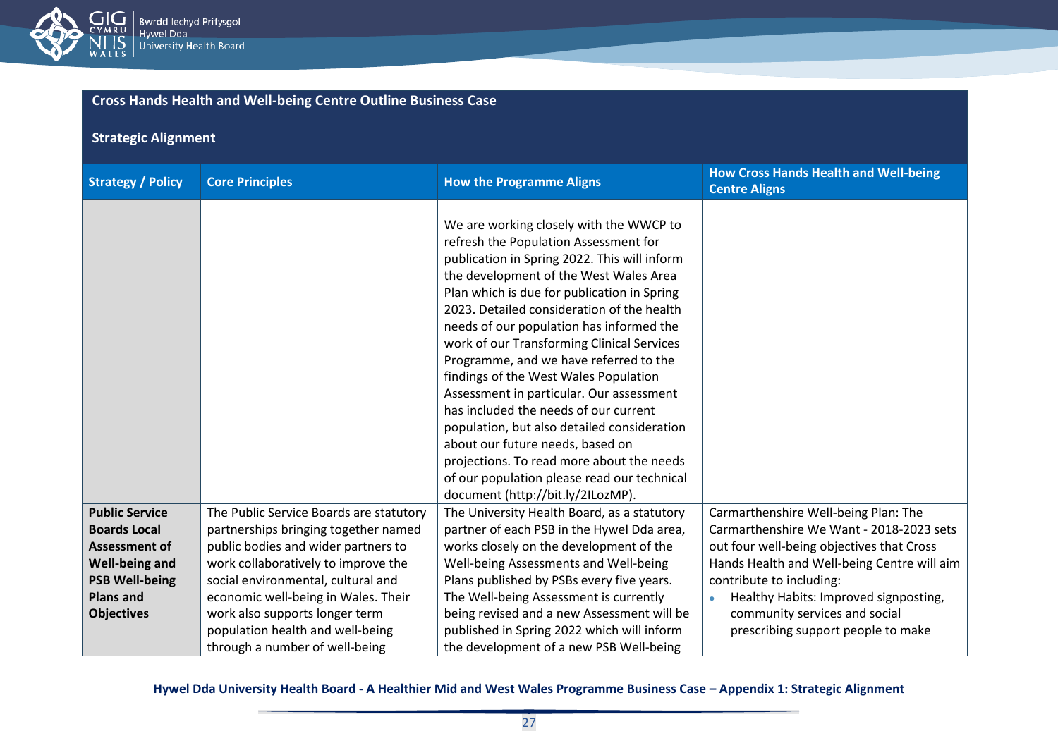## Cross Hands Health and Well-being Centre Outline Business Case

### Strategic Alignment

| Strategy / Policy | Core Principles | How the Programme Aligns | How Cross Hands Health and Well-being Centre Aligns |
|---|---|---|---|
| | | We are working closely with the WWCP to refresh the Population Assessment for publication in Spring 2022. This will inform the development of the West Wales Area Plan which is due for publication in Spring 2023. Detailed consideration of the health needs of our population has informed the work of our Transforming Clinical Services Programme, and we have referred to the findings of the West Wales Population Assessment in particular. Our assessment has included the needs of our current population, but also detailed consideration about our future needs, based on projections. To read more about the needs of our population please read our technical document (http://bit.ly/2ILozMP). | |
| **Public Service Boards Local Assessment of Well-being and PSB Well-being Plans and Objectives** | The Public Service Boards are statutory partnerships bringing together named public bodies and wider partners to work collaboratively to improve the social environmental, cultural and economic well-being in Wales. Their work also supports longer term population health and well-being through a number of well-being | The University Health Board, as a statutory partner of each PSB in the Hywel Dda area, works closely on the development of the Well-being Assessments and Well-being Plans published by PSBs every five years. The Well-being Assessment is currently being revised and a new Assessment will be published in Spring 2022 which will inform the development of a new PSB Well-being | Carmarthenshire Well-being Plan: The Carmarthenshire We Want - 2018-2023 sets out four well-being objectives that Cross Hands Health and Well-being Centre will aim contribute to including:<br>• Healthy Habits: Improved signposting, community services and social prescribing support people to make |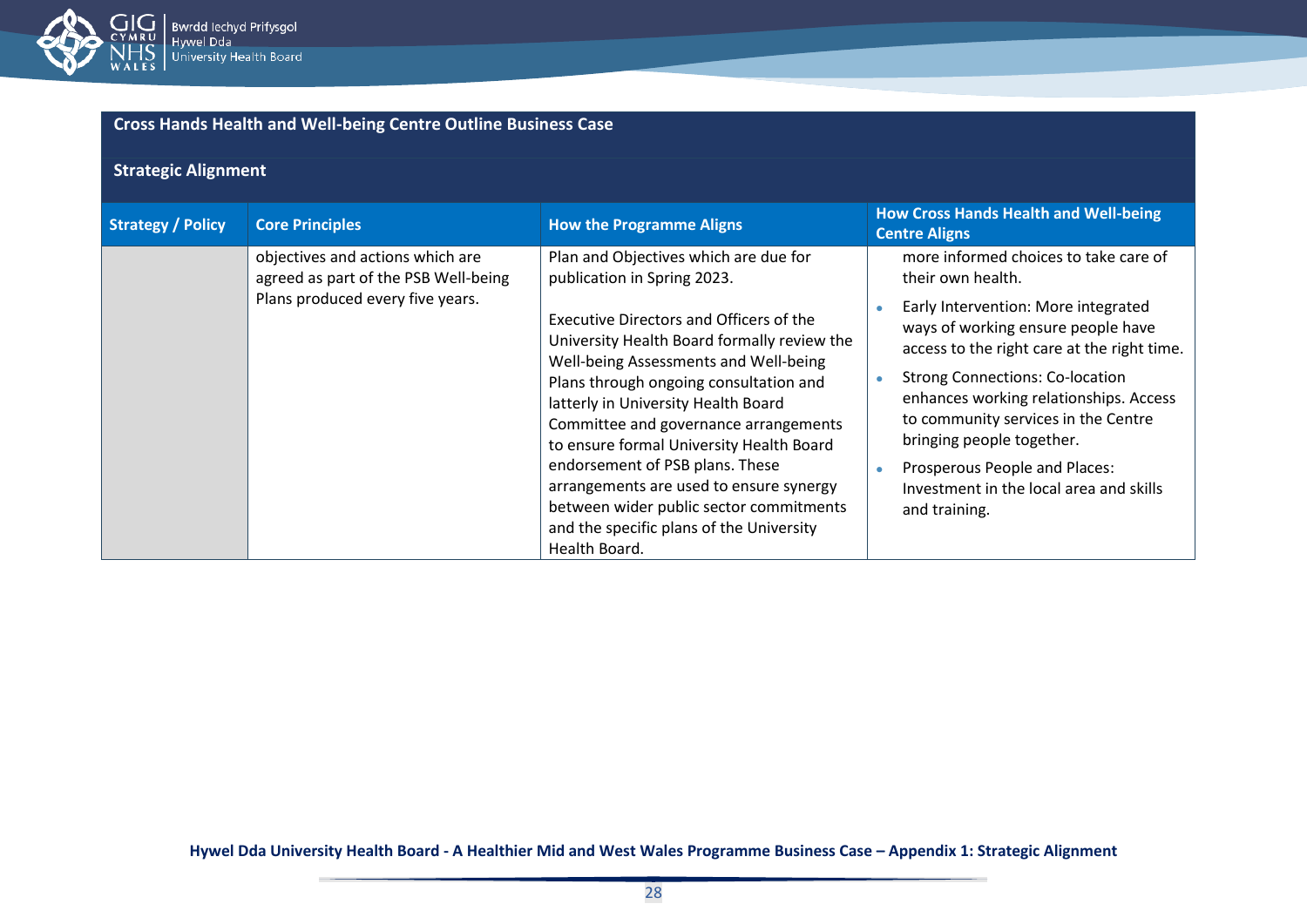## Cross Hands Health and Well-being Centre Outline Business Case

### Strategic Alignment

| Strategy / Policy | Core Principles | How the Programme Aligns | How Cross Hands Health and Well-being Centre Aligns |
|---|---|---|---|
| | objectives and actions which are agreed as part of the PSB Well-being Plans produced every five years. | Plan and Objectives which are due for publication in Spring 2023.<br><br>Executive Directors and Officers of the University Health Board formally review the Well-being Assessments and Well-being Plans through ongoing consultation and latterly in University Health Board Committee and governance arrangements to ensure formal University Health Board endorsement of PSB plans. These arrangements are used to ensure synergy between wider public sector commitments and the specific plans of the University Health Board. | more informed choices to take care of their own health.<br>• Early Intervention: More integrated ways of working ensure people have access to the right care at the right time.<br>• Strong Connections: Co-location enhances working relationships. Access to community services in the Centre bringing people together.<br>• Prosperous People and Places: Investment in the local area and skills and training. |

Hywel Dda University Health Board - A Healthier Mid and West Wales Programme Business Case – Appendix 1: Strategic Alignment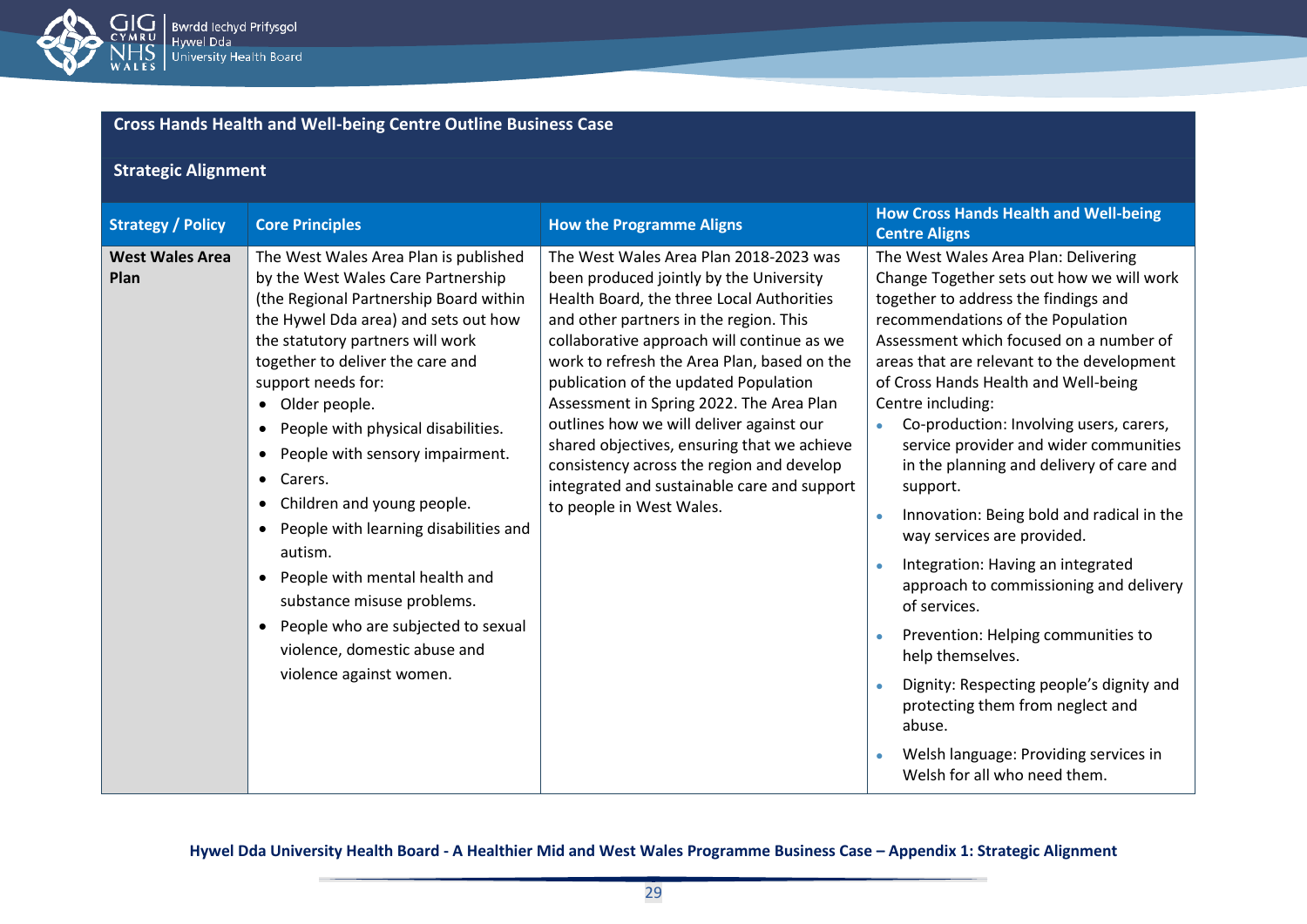## Cross Hands Health and Well-being Centre Outline Business Case

### Strategic Alignment

| Strategy / Policy | Core Principles | How the Programme Aligns | How Cross Hands Health and Well-being Centre Aligns |
|---|---|---|---|
| **West Wales Area Plan** | The West Wales Area Plan is published by the West Wales Care Partnership (the Regional Partnership Board within the Hywel Dda area) and sets out how the statutory partners will work together to deliver the care and support needs for:<br>• Older people.<br>• People with physical disabilities.<br>• People with sensory impairment.<br>• Carers.<br>• Children and young people.<br>• People with learning disabilities and autism.<br>• People with mental health and substance misuse problems.<br>• People who are subjected to sexual violence, domestic abuse and violence against women. | The West Wales Area Plan 2018-2023 was been produced jointly by the University Health Board, the three Local Authorities and other partners in the region. This collaborative approach will continue as we work to refresh the Area Plan, based on the publication of the updated Population Assessment in Spring 2022. The Area Plan outlines how we will deliver against our shared objectives, ensuring that we achieve consistency across the region and develop integrated and sustainable care and support to people in West Wales. | The West Wales Area Plan: Delivering Change Together sets out how we will work together to address the findings and recommendations of the Population Assessment which focused on a number of areas that are relevant to the development of Cross Hands Health and Well-being Centre including:<br>• Co-production: Involving users, carers, service provider and wider communities in the planning and delivery of care and support.<br>• Innovation: Being bold and radical in the way services are provided.<br>• Integration: Having an integrated approach to commissioning and delivery of services.<br>• Prevention: Helping communities to help themselves.<br>• Dignity: Respecting people's dignity and protecting them from neglect and abuse.<br>• Welsh language: Providing services in Welsh for all who need them. |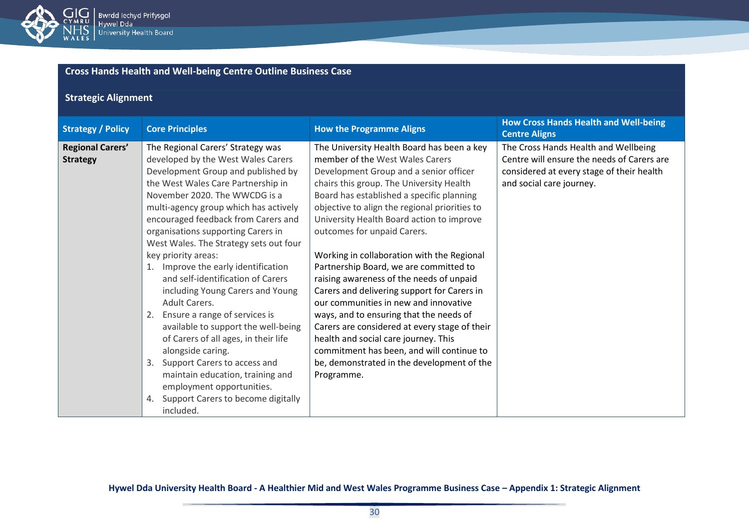## Cross Hands Health and Well-being Centre Outline Business Case

### Strategic Alignment

| Strategy / Policy | Core Principles | How the Programme Aligns | How Cross Hands Health and Well-being Centre Aligns |
|---|---|---|---|
| **Regional Carers' Strategy** | The Regional Carers' Strategy was developed by the West Wales Carers Development Group and published by the West Wales Care Partnership in November 2020. The WWCDG is a multi-agency group which has actively encouraged feedback from Carers and organisations supporting Carers in West Wales. The Strategy sets out four key priority areas:<br>1. Improve the early identification and self-identification of Carers including Young Carers and Young Adult Carers.<br>2. Ensure a range of services is available to support the well-being of Carers of all ages, in their life alongside caring.<br>3. Support Carers to access and maintain education, training and employment opportunities.<br>4. Support Carers to become digitally included. | The University Health Board has been a key member of the West Wales Carers Development Group and a senior officer chairs this group. The University Health Board has established a specific planning objective to align the regional priorities to University Health Board action to improve outcomes for unpaid Carers.<br><br>Working in collaboration with the Regional Partnership Board, we are committed to raising awareness of the needs of unpaid Carers and delivering support for Carers in our communities in new and innovative ways, and to ensuring that the needs of Carers are considered at every stage of their health and social care journey. This commitment has been, and will continue to be, demonstrated in the development of the Programme. | The Cross Hands Health and Wellbeing Centre will ensure the needs of Carers are considered at every stage of their health and social care journey. |

**Hywel Dda University Health Board - A Healthier Mid and West Wales Programme Business Case – Appendix 1: Strategic Alignment**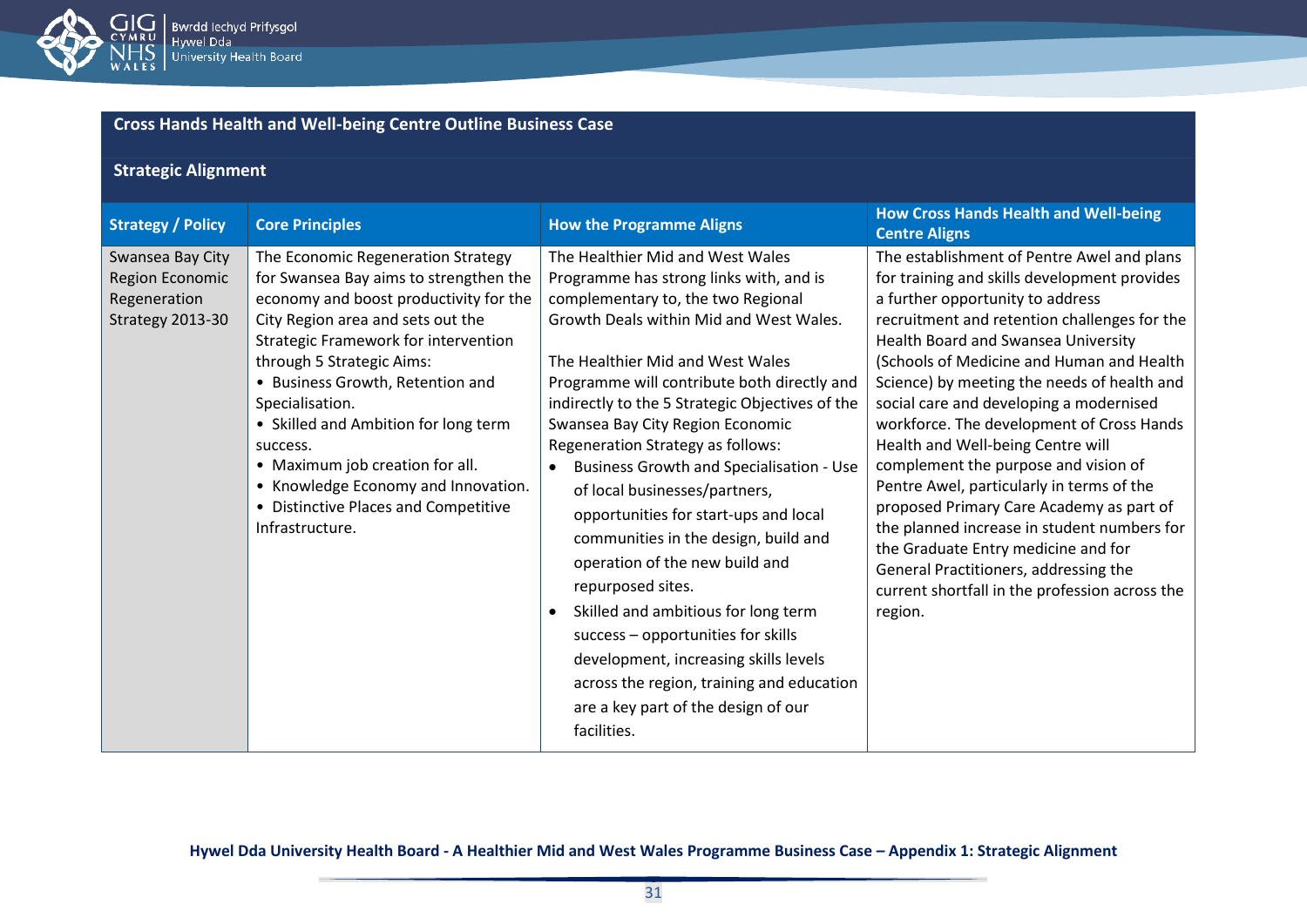**Cross Hands Health and Well-being Centre Outline Business Case**

**Strategic Alignment**

| Strategy / Policy | Core Principles | How the Programme Aligns | How Cross Hands Health and Well-being Centre Aligns |
|---|---|---|---|
| Swansea Bay City Region Economic Regeneration Strategy 2013-30 | The Economic Regeneration Strategy for Swansea Bay aims to strengthen the economy and boost productivity for the City Region area and sets out the Strategic Framework for intervention through 5 Strategic Aims:<br>• Business Growth, Retention and Specialisation.<br>• Skilled and Ambition for long term success.<br>• Maximum job creation for all.<br>• Knowledge Economy and Innovation.<br>• Distinctive Places and Competitive Infrastructure. | The Healthier Mid and West Wales Programme has strong links with, and is complementary to, the two Regional Growth Deals within Mid and West Wales.<br><br>The Healthier Mid and West Wales Programme will contribute both directly and indirectly to the 5 Strategic Objectives of the Swansea Bay City Region Economic Regeneration Strategy as follows:<br>• Business Growth and Specialisation - Use of local businesses/partners, opportunities for start-ups and local communities in the design, build and operation of the new build and repurposed sites.<br>• Skilled and ambitious for long term success – opportunities for skills development, increasing skills levels across the region, training and education are a key part of the design of our facilities. | The establishment of Pentre Awel and plans for training and skills development provides a further opportunity to address recruitment and retention challenges for the Health Board and Swansea University (Schools of Medicine and Human and Health Science) by meeting the needs of health and social care and developing a modernised workforce. The development of Cross Hands Health and Well-being Centre will complement the purpose and vision of Pentre Awel, particularly in terms of the proposed Primary Care Academy as part of the planned increase in student numbers for the Graduate Entry medicine and for General Practitioners, addressing the current shortfall in the profession across the region. |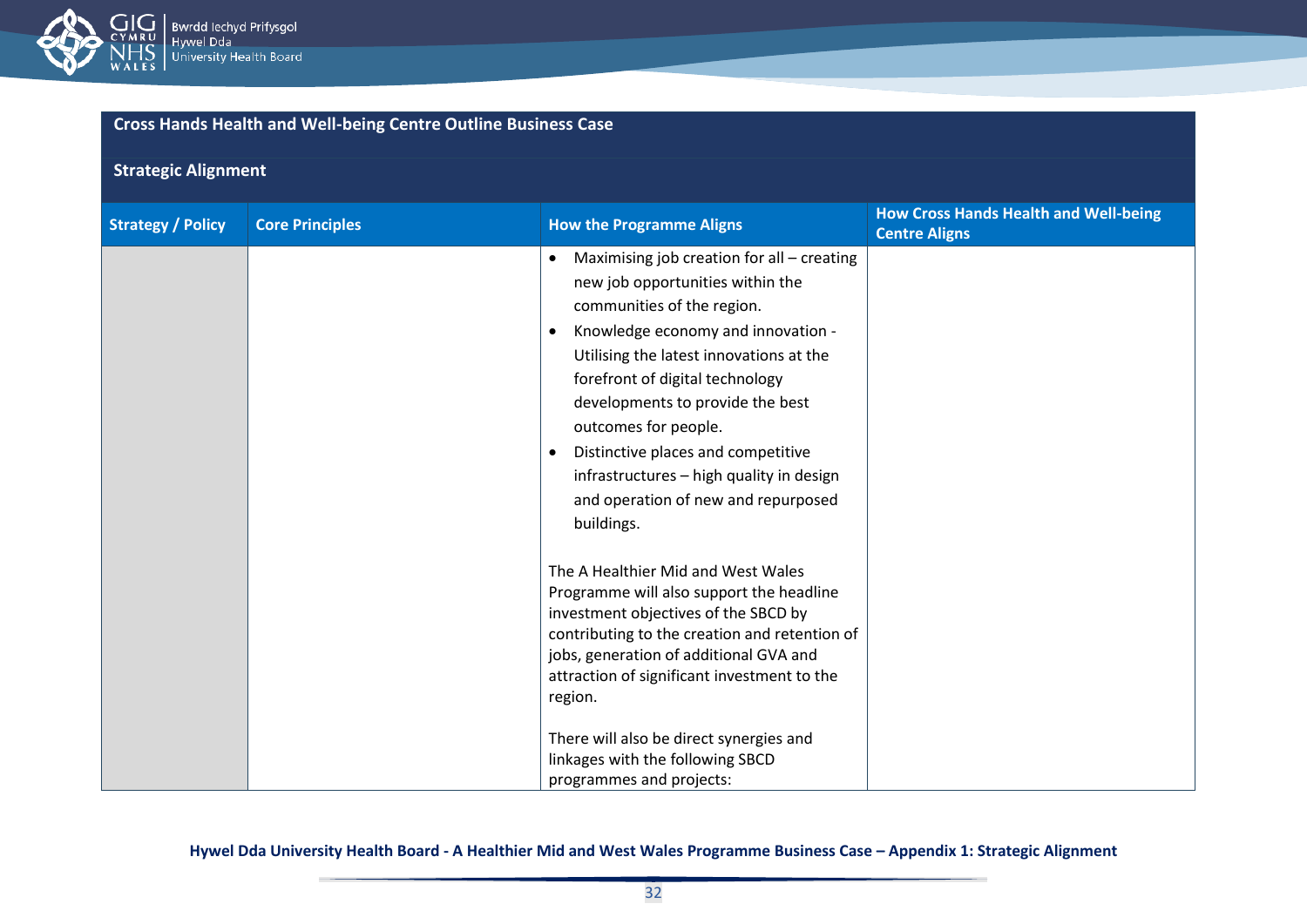| Cross Hands Health and Well-being Centre Outline Business Case | | | |
|---|---|---|---|
| **Strategic Alignment** | | | |
| **Strategy / Policy** | **Core Principles** | **How the Programme Aligns** | **How Cross Hands Health and Well-being Centre Aligns** |
| | | • Maximising job creation for all – creating new job opportunities within the communities of the region.<br>• Knowledge economy and innovation - Utilising the latest innovations at the forefront of digital technology developments to provide the best outcomes for people.<br>• Distinctive places and competitive infrastructures – high quality in design and operation of new and repurposed buildings.<br><br>The A Healthier Mid and West Wales Programme will also support the headline investment objectives of the SBCD by contributing to the creation and retention of jobs, generation of additional GVA and attraction of significant investment to the region.<br><br>There will also be direct synergies and linkages with the following SBCD programmes and projects: | |

**Hywel Dda University Health Board - A Healthier Mid and West Wales Programme Business Case – Appendix 1: Strategic Alignment**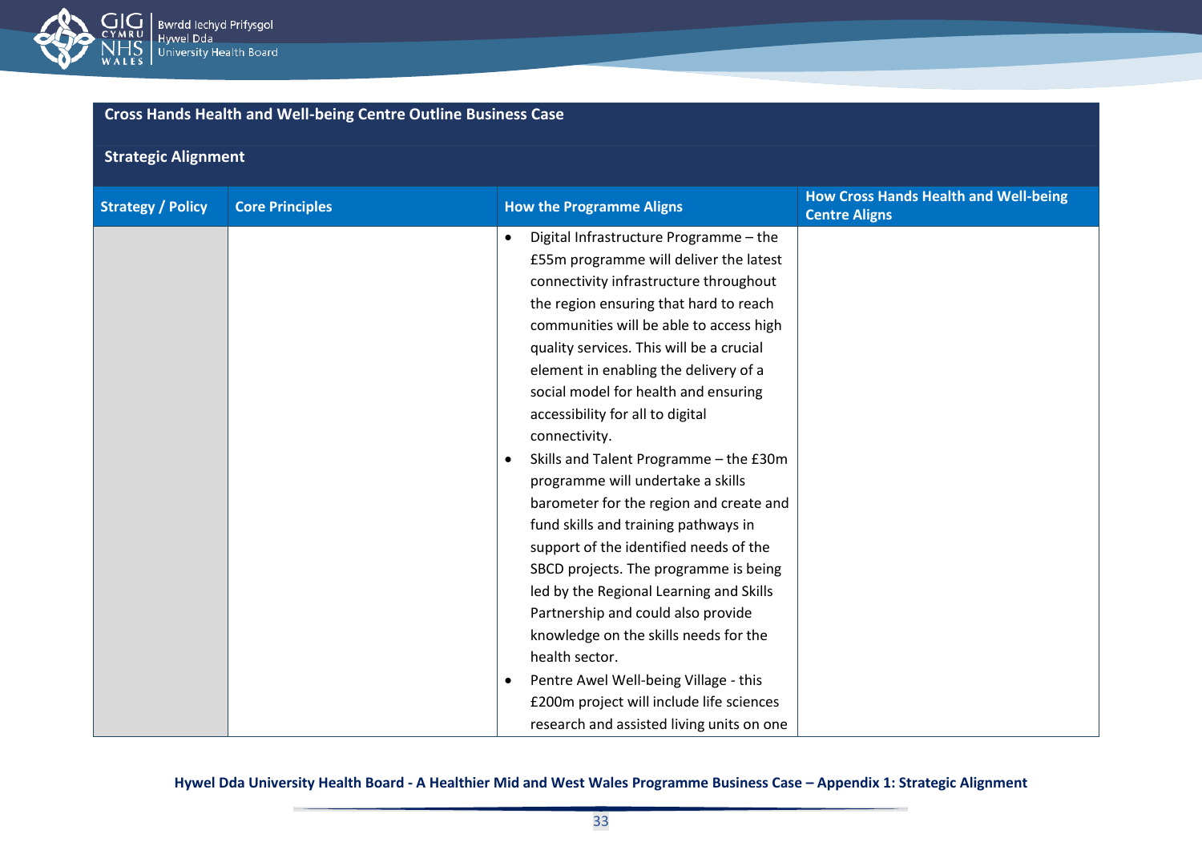**Cross Hands Health and Well-being Centre Outline Business Case**

**Strategic Alignment**

| Strategy / Policy | Core Principles | How the Programme Aligns | How Cross Hands Health and Well-being Centre Aligns |
|---|---|---|---|
| | | • Digital Infrastructure Programme – the £55m programme will deliver the latest connectivity infrastructure throughout the region ensuring that hard to reach communities will be able to access high quality services. This will be a crucial element in enabling the delivery of a social model for health and ensuring accessibility for all to digital connectivity.<br>• Skills and Talent Programme – the £30m programme will undertake a skills barometer for the region and create and fund skills and training pathways in support of the identified needs of the SBCD projects. The programme is being led by the Regional Learning and Skills Partnership and could also provide knowledge on the skills needs for the health sector.<br>• Pentre Awel Well-being Village - this £200m project will include life sciences research and assisted living units on one | |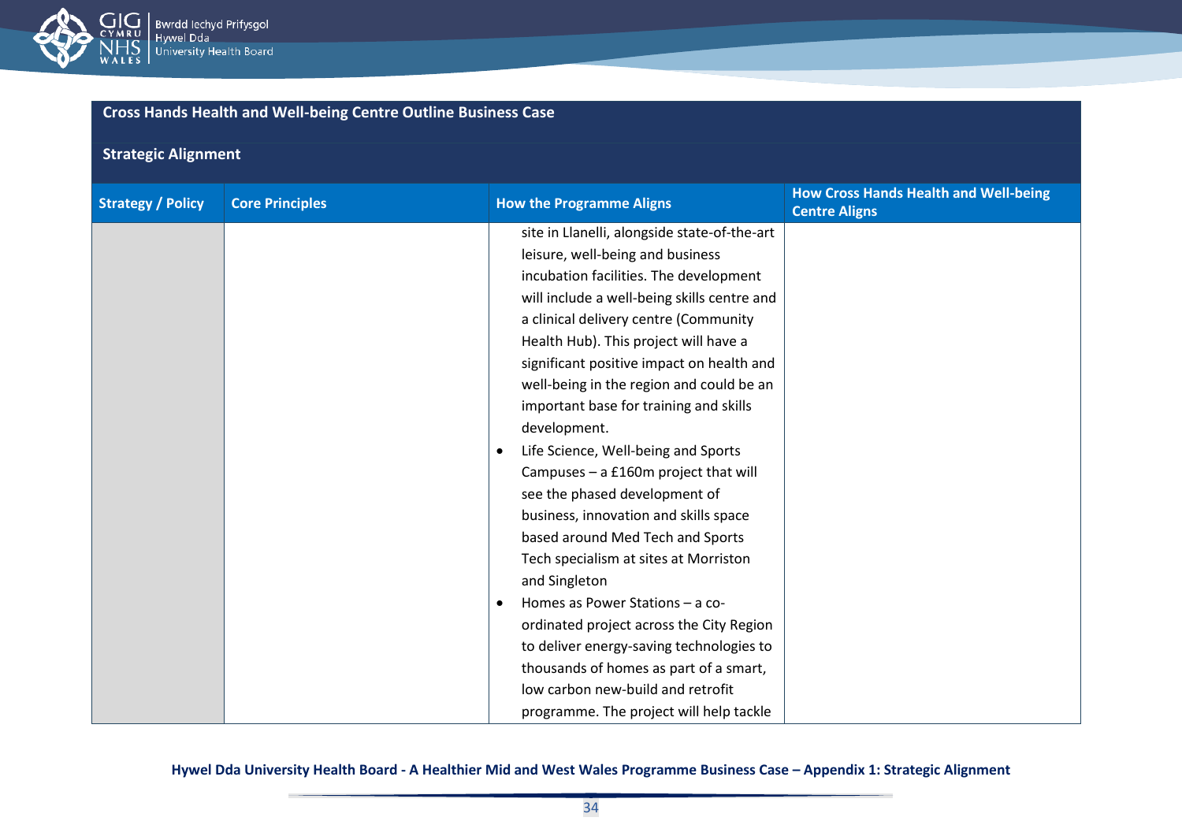**Cross Hands Health and Well-being Centre Outline Business Case**

**Strategic Alignment**

| Strategy / Policy | Core Principles | How the Programme Aligns | How Cross Hands Health and Well-being Centre Aligns |
|---|---|---|---|
| | | site in Llanelli, alongside state-of-the-art leisure, well-being and business incubation facilities. The development will include a well-being skills centre and a clinical delivery centre (Community Health Hub). This project will have a significant positive impact on health and well-being in the region and could be an important base for training and skills development.<br>• Life Science, Well-being and Sports Campuses – a £160m project that will see the phased development of business, innovation and skills space based around Med Tech and Sports Tech specialism at sites at Morriston and Singleton<br>• Homes as Power Stations – a co-ordinated project across the City Region to deliver energy-saving technologies to thousands of homes as part of a smart, low carbon new-build and retrofit programme. The project will help tackle | |

Hywel Dda University Health Board - A Healthier Mid and West Wales Programme Business Case – Appendix 1: Strategic Alignment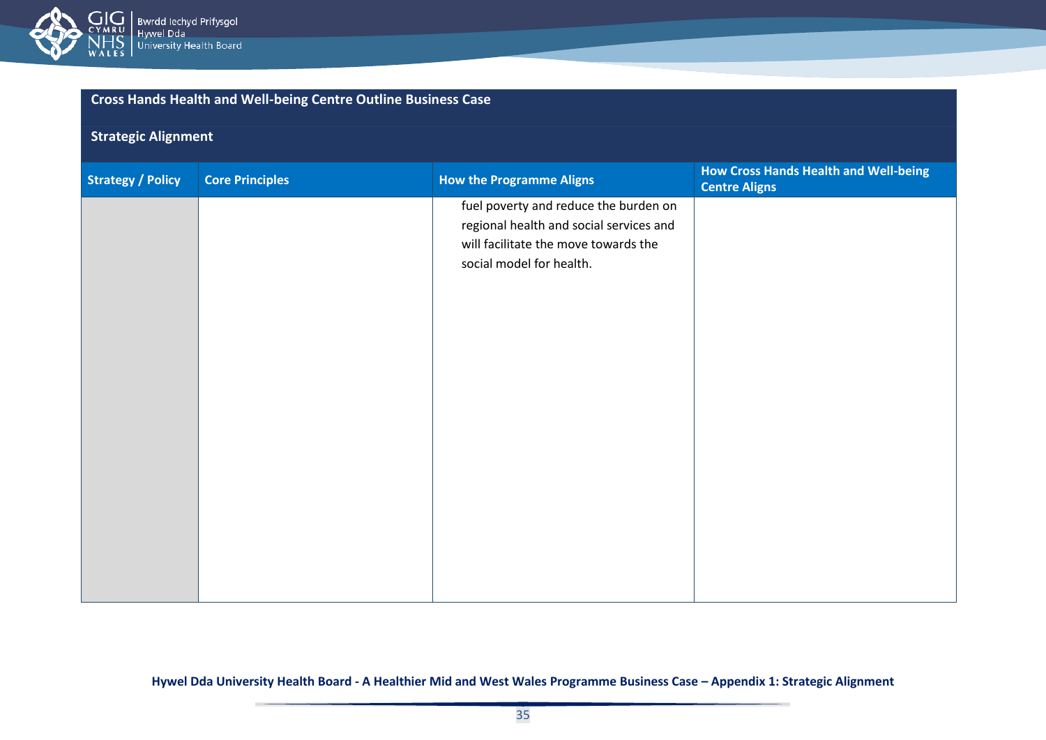| Cross Hands Health and Well-being Centre Outline Business Case | | | |
|---|---|---|---|
| **Strategic Alignment** | | | |
| **Strategy / Policy** | **Core Principles** | **How the Programme Aligns** | **How Cross Hands Health and Well-being Centre Aligns** |
| | | fuel poverty and reduce the burden on regional health and social services and will facilitate the move towards the social model for health. | |

**Hywel Dda University Health Board - A Healthier Mid and West Wales Programme Business Case – Appendix 1: Strategic Alignment**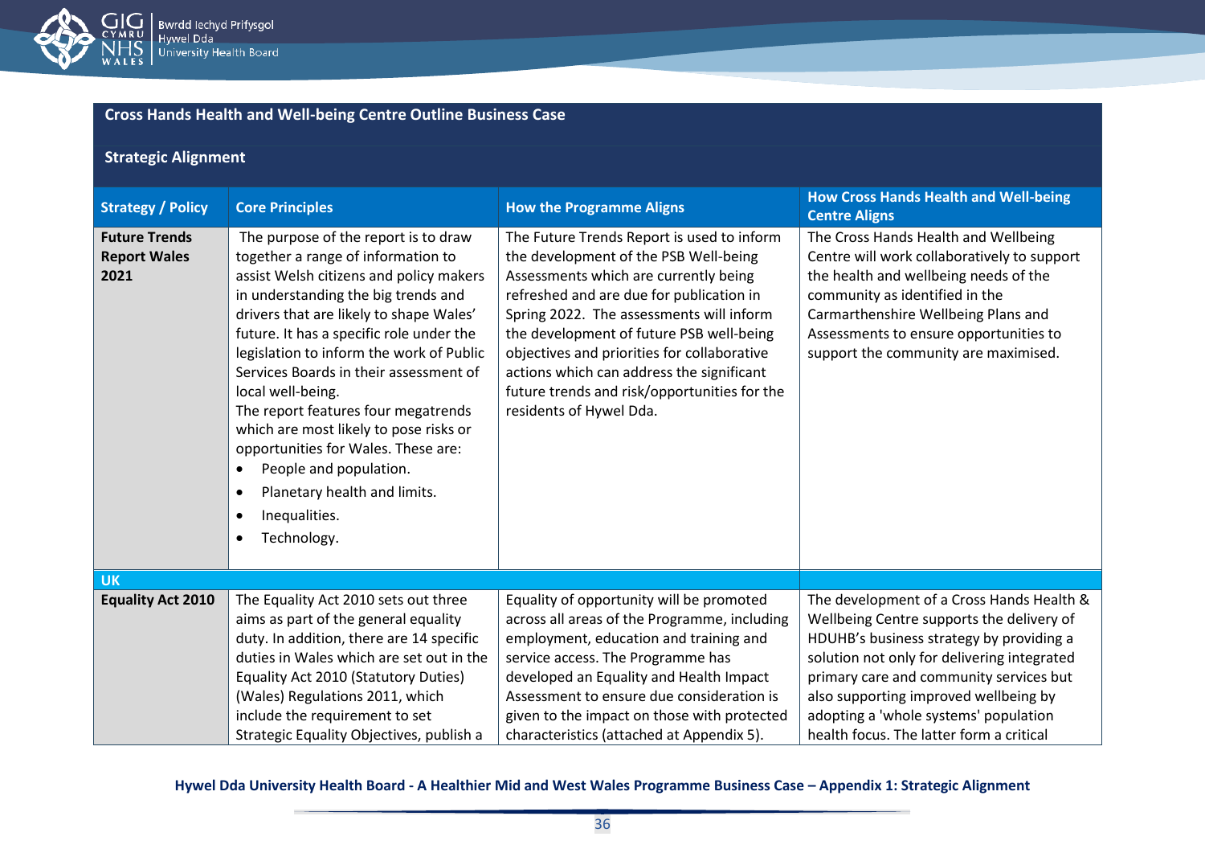## Cross Hands Health and Well-being Centre Outline Business Case

### Strategic Alignment

| Strategy / Policy | Core Principles | How the Programme Aligns | How Cross Hands Health and Well-being Centre Aligns |
|---|---|---|---|
| **Future Trends Report Wales 2021** | The purpose of the report is to draw together a range of information to assist Welsh citizens and policy makers in understanding the big trends and drivers that are likely to shape Wales' future. It has a specific role under the legislation to inform the work of Public Services Boards in their assessment of local well-being.<br>The report features four megatrends which are most likely to pose risks or opportunities for Wales. These are:<br>• People and population.<br>• Planetary health and limits.<br>• Inequalities.<br>• Technology. | The Future Trends Report is used to inform the development of the PSB Well-being Assessments which are currently being refreshed and are due for publication in Spring 2022. The assessments will inform the development of future PSB well-being objectives and priorities for collaborative actions which can address the significant future trends and risk/opportunities for the residents of Hywel Dda. | The Cross Hands Health and Wellbeing Centre will work collaboratively to support the health and wellbeing needs of the community as identified in the Carmarthenshire Wellbeing Plans and Assessments to ensure opportunities to support the community are maximised. |
| **UK** | | | |
| **Equality Act 2010** | The Equality Act 2010 sets out three aims as part of the general equality duty. In addition, there are 14 specific duties in Wales which are set out in the Equality Act 2010 (Statutory Duties) (Wales) Regulations 2011, which include the requirement to set Strategic Equality Objectives, publish a | Equality of opportunity will be promoted across all areas of the Programme, including employment, education and training and service access. The Programme has developed an Equality and Health Impact Assessment to ensure due consideration is given to the impact on those with protected characteristics (attached at Appendix 5). | The development of a Cross Hands Health & Wellbeing Centre supports the delivery of HDUHB's business strategy by providing a solution not only for delivering integrated primary care and community services but also supporting improved wellbeing by adopting a 'whole systems' population health focus. The latter form a critical |

Hywel Dda University Health Board - A Healthier Mid and West Wales Programme Business Case – Appendix 1: Strategic Alignment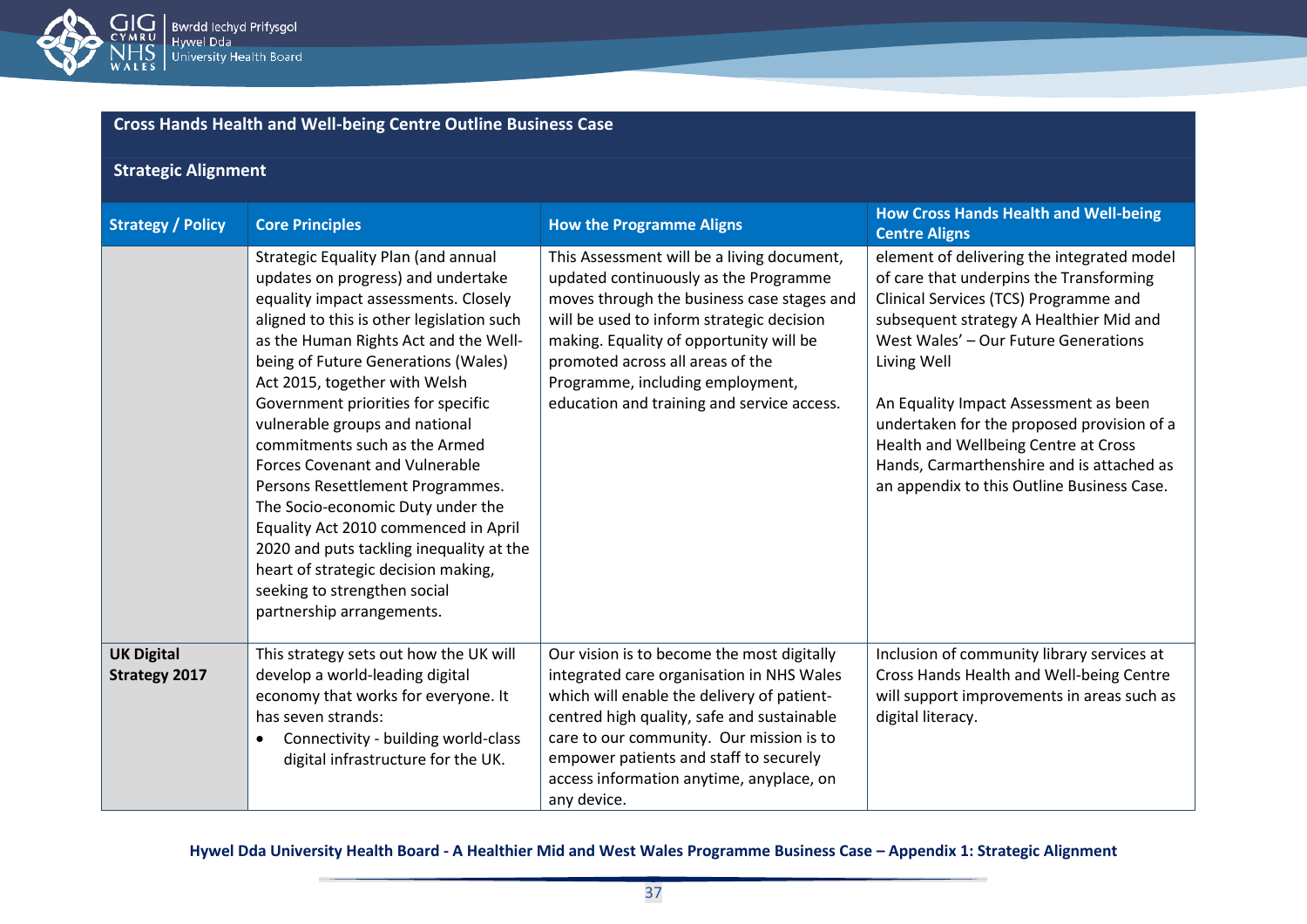**Cross Hands Health and Well-being Centre Outline Business Case**

**Strategic Alignment**

| Strategy / Policy | Core Principles | How the Programme Aligns | How Cross Hands Health and Well-being Centre Aligns |
|---|---|---|---|
| | Strategic Equality Plan (and annual updates on progress) and undertake equality impact assessments. Closely aligned to this is other legislation such as the Human Rights Act and the Well-being of Future Generations (Wales) Act 2015, together with Welsh Government priorities for specific vulnerable groups and national commitments such as the Armed Forces Covenant and Vulnerable Persons Resettlement Programmes. The Socio-economic Duty under the Equality Act 2010 commenced in April 2020 and puts tackling inequality at the heart of strategic decision making, seeking to strengthen social partnership arrangements. | This Assessment will be a living document, updated continuously as the Programme moves through the business case stages and will be used to inform strategic decision making. Equality of opportunity will be promoted across all areas of the Programme, including employment, education and training and service access. | element of delivering the integrated model of care that underpins the Transforming Clinical Services (TCS) Programme and subsequent strategy A Healthier Mid and West Wales' – Our Future Generations Living Well<br><br>An Equality Impact Assessment as been undertaken for the proposed provision of a Health and Wellbeing Centre at Cross Hands, Carmarthenshire and is attached as an appendix to this Outline Business Case. |
| **UK Digital Strategy 2017** | This strategy sets out how the UK will develop a world-leading digital economy that works for everyone. It has seven strands:<br>• Connectivity - building world-class digital infrastructure for the UK. | Our vision is to become the most digitally integrated care organisation in NHS Wales which will enable the delivery of patient-centred high quality, safe and sustainable care to our community. Our mission is to empower patients and staff to securely access information anytime, anyplace, on any device. | Inclusion of community library services at Cross Hands Health and Well-being Centre will support improvements in areas such as digital literacy. |

Hywel Dda University Health Board - A Healthier Mid and West Wales Programme Business Case – Appendix 1: Strategic Alignment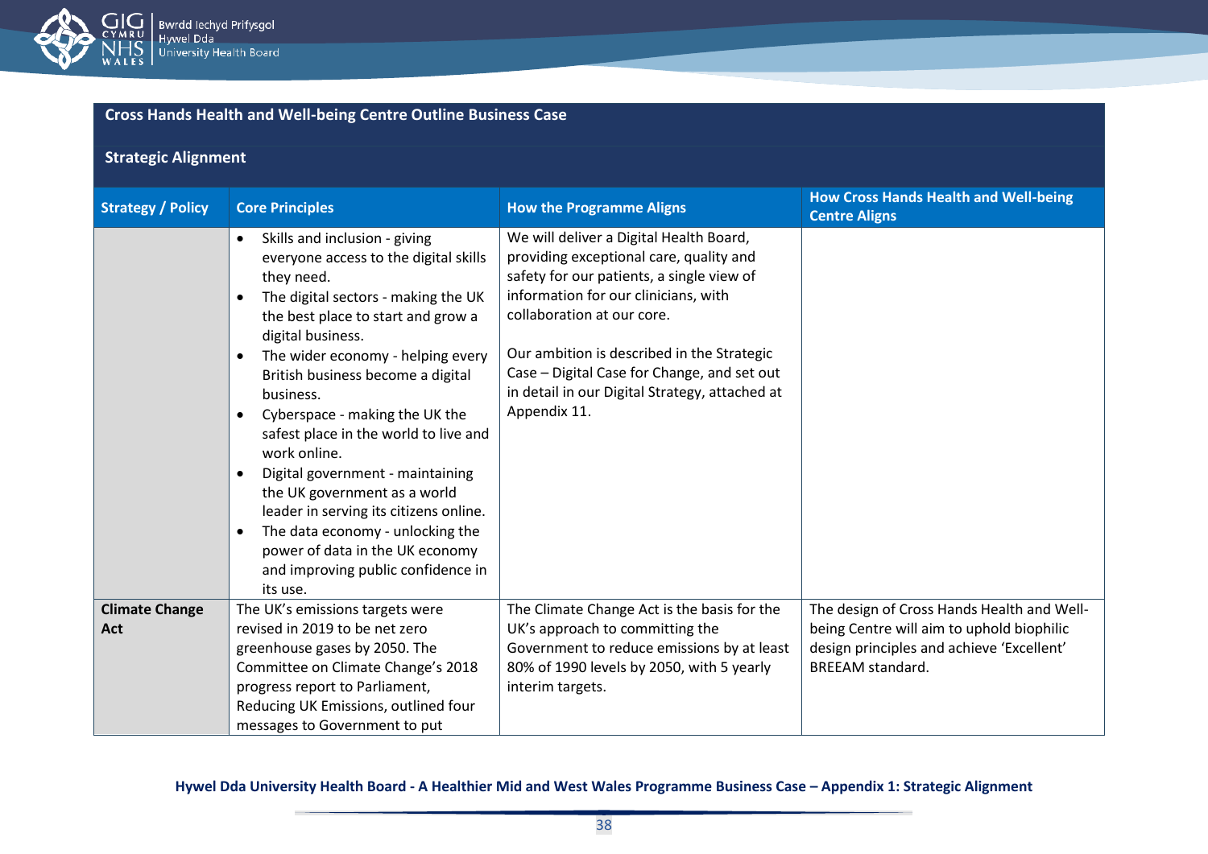## Cross Hands Health and Well-being Centre Outline Business Case

### Strategic Alignment

| Strategy / Policy | Core Principles | How the Programme Aligns | How Cross Hands Health and Well-being Centre Aligns |
|---|---|---|---|
| | • Skills and inclusion - giving everyone access to the digital skills they need.<br>• The digital sectors - making the UK the best place to start and grow a digital business.<br>• The wider economy - helping every British business become a digital business.<br>• Cyberspace - making the UK the safest place in the world to live and work online.<br>• Digital government - maintaining the UK government as a world leader in serving its citizens online.<br>• The data economy - unlocking the power of data in the UK economy and improving public confidence in its use. | We will deliver a Digital Health Board, providing exceptional care, quality and safety for our patients, a single view of information for our clinicians, with collaboration at our core.<br><br>Our ambition is described in the Strategic Case – Digital Case for Change, and set out in detail in our Digital Strategy, attached at Appendix 11. | |
| **Climate Change Act** | The UK's emissions targets were revised in 2019 to be net zero greenhouse gases by 2050. The Committee on Climate Change's 2018 progress report to Parliament, Reducing UK Emissions, outlined four messages to Government to put | The Climate Change Act is the basis for the UK's approach to committing the Government to reduce emissions by at least 80% of 1990 levels by 2050, with 5 yearly interim targets. | The design of Cross Hands Health and Well-being Centre will aim to uphold biophilic design principles and achieve 'Excellent' BREEAM standard. |

Hywel Dda University Health Board - A Healthier Mid and West Wales Programme Business Case – Appendix 1: Strategic Alignment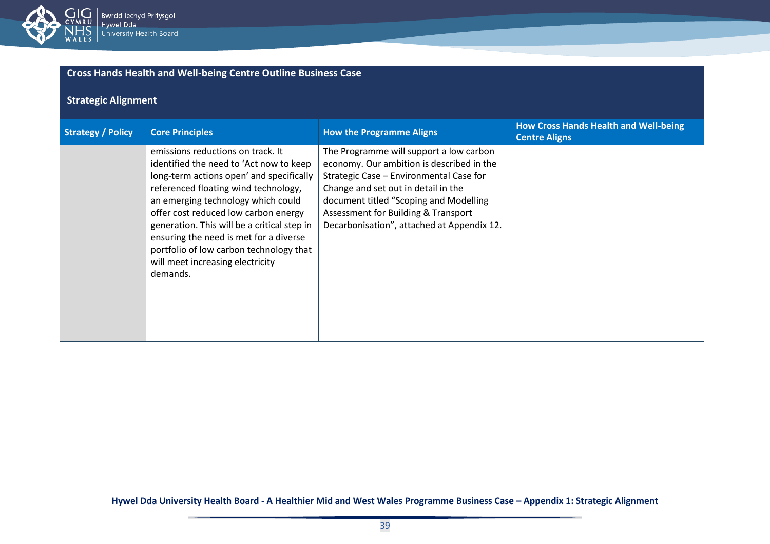## Cross Hands Health and Well-being Centre Outline Business Case

### Strategic Alignment

| Strategy / Policy | Core Principles | How the Programme Aligns | How Cross Hands Health and Well-being Centre Aligns |
|---|---|---|---|
| | emissions reductions on track. It identified the need to 'Act now to keep long-term actions open' and specifically referenced floating wind technology, an emerging technology which could offer cost reduced low carbon energy generation. This will be a critical step in ensuring the need is met for a diverse portfolio of low carbon technology that will meet increasing electricity demands. | The Programme will support a low carbon economy. Our ambition is described in the Strategic Case – Environmental Case for Change and set out in detail in the document titled "Scoping and Modelling Assessment for Building & Transport Decarbonisation", attached at Appendix 12. | |